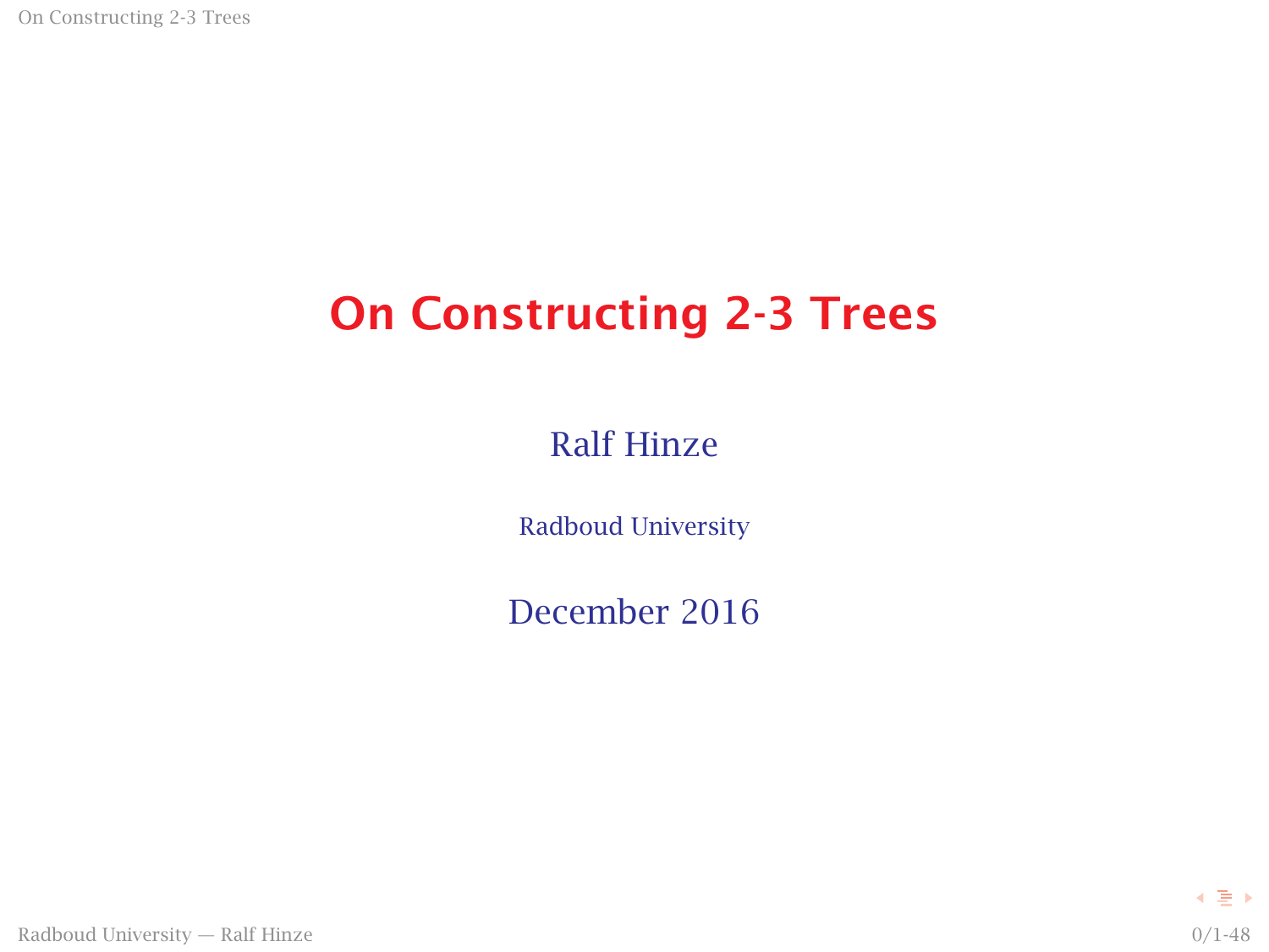# On Constructing 2-3 Trees

Ralf Hinze

Radboud University

December 2016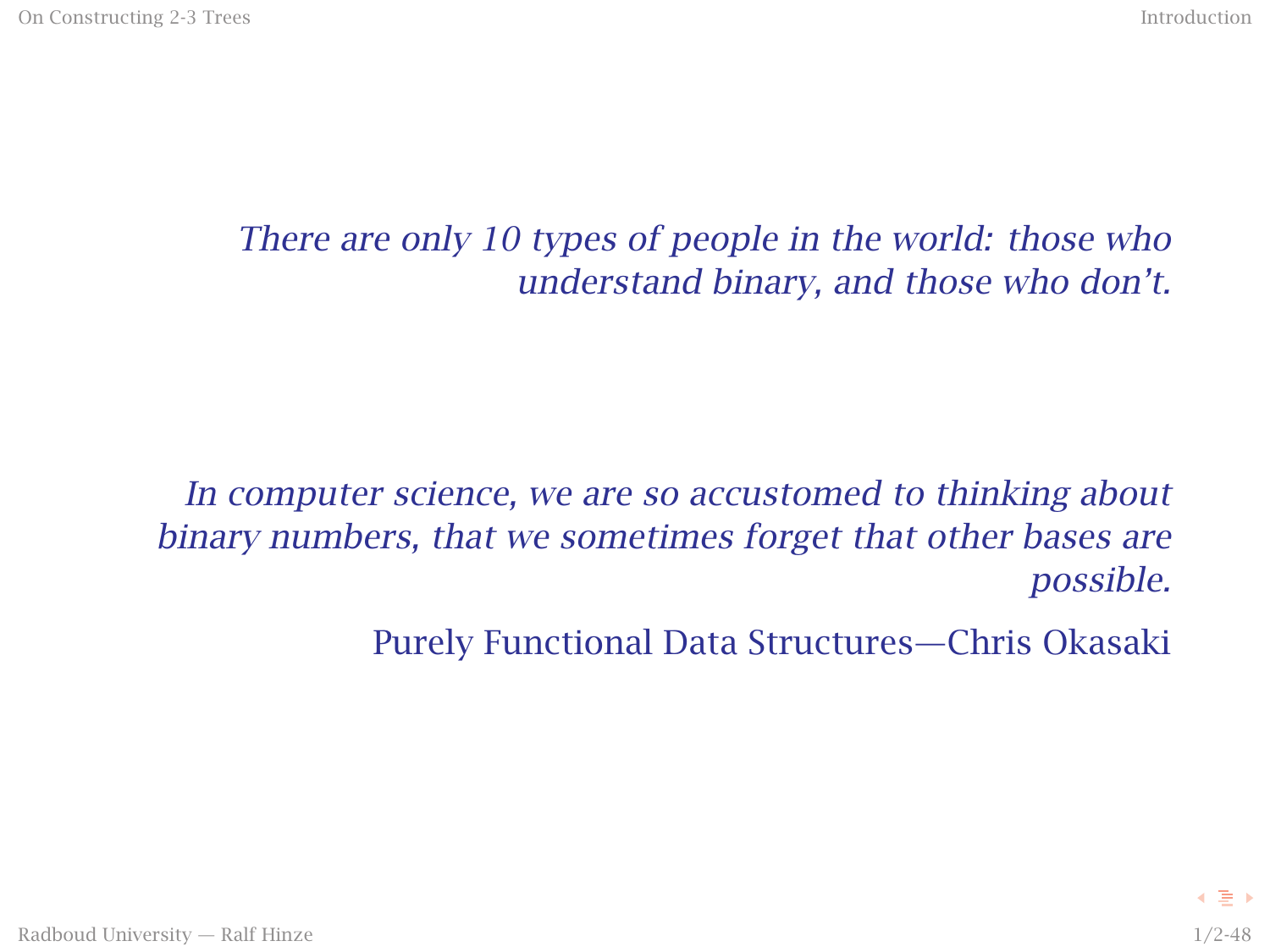*There are only 10 types of people in the world: those who understand binary, and those who don't.*

*In computer science, we are so accustomed to thinking about binary numbers, that we sometimes forget that other bases are possible.*

Purely Functional Data Structures—Chris Okasaki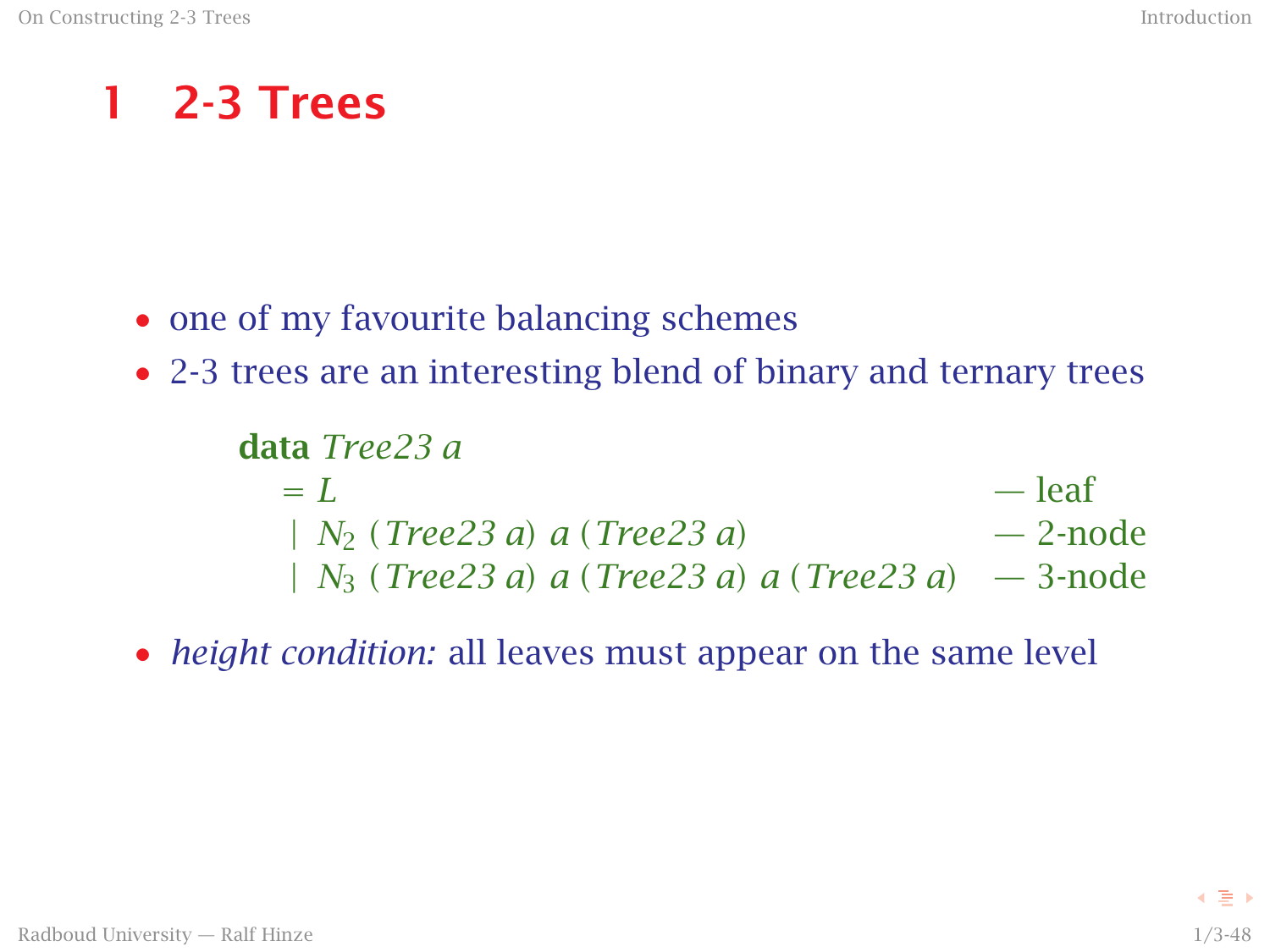# 1 2-3 Trees

- one of my favourite balancing schemes
- 2-3 trees are an interesting blend of binary and ternary trees

```
data Tree23 a
  = L                                              — leaf
  | N2 (Tree23 a) a (Tree23 a)                     — 2-node
  | N3 (Tree23 a) a (Tree23 a) a (Tree23 a)        — 3-node
```

- *height condition:* all leaves must appear on the same level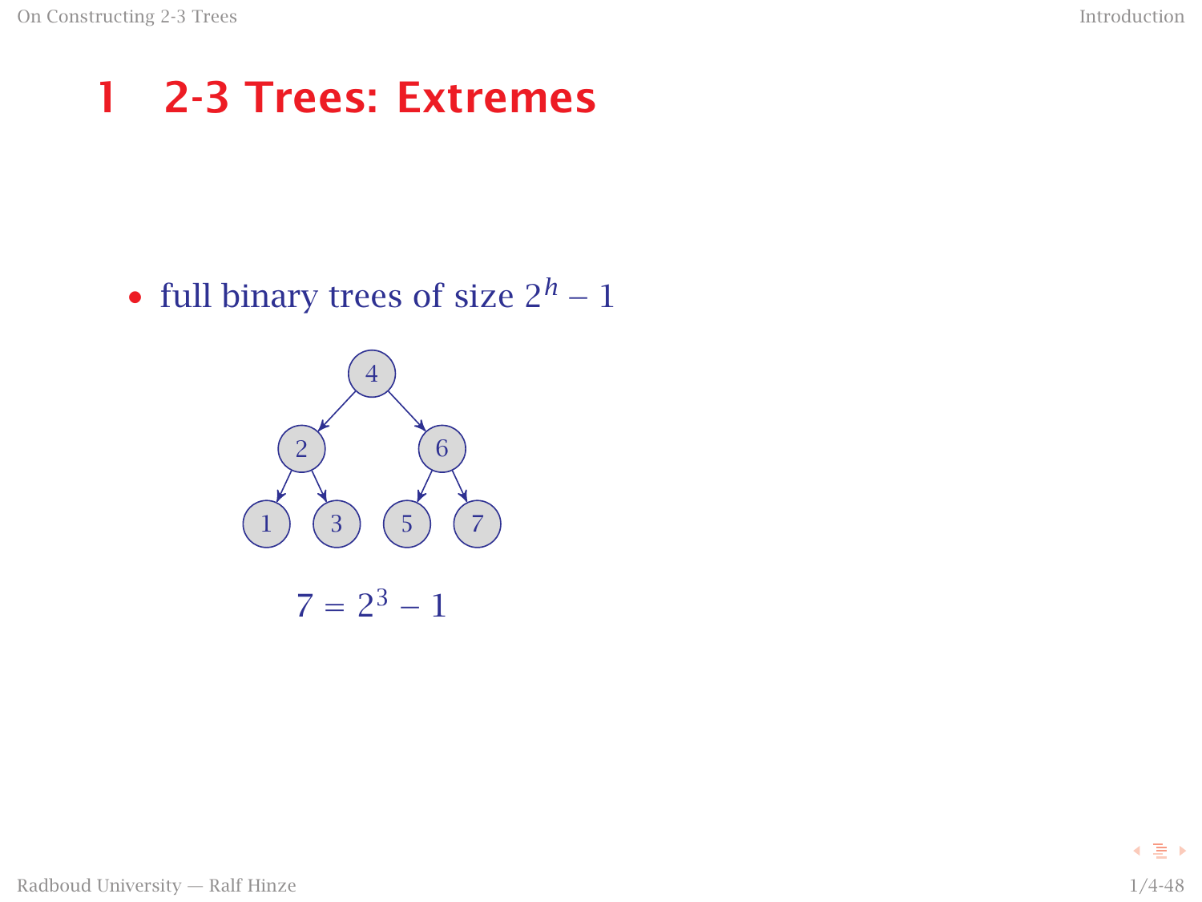# 1 2-3 Trees: Extremes

- full binary trees of size $2^h - 1$

$$7 = 2^3 - 1$$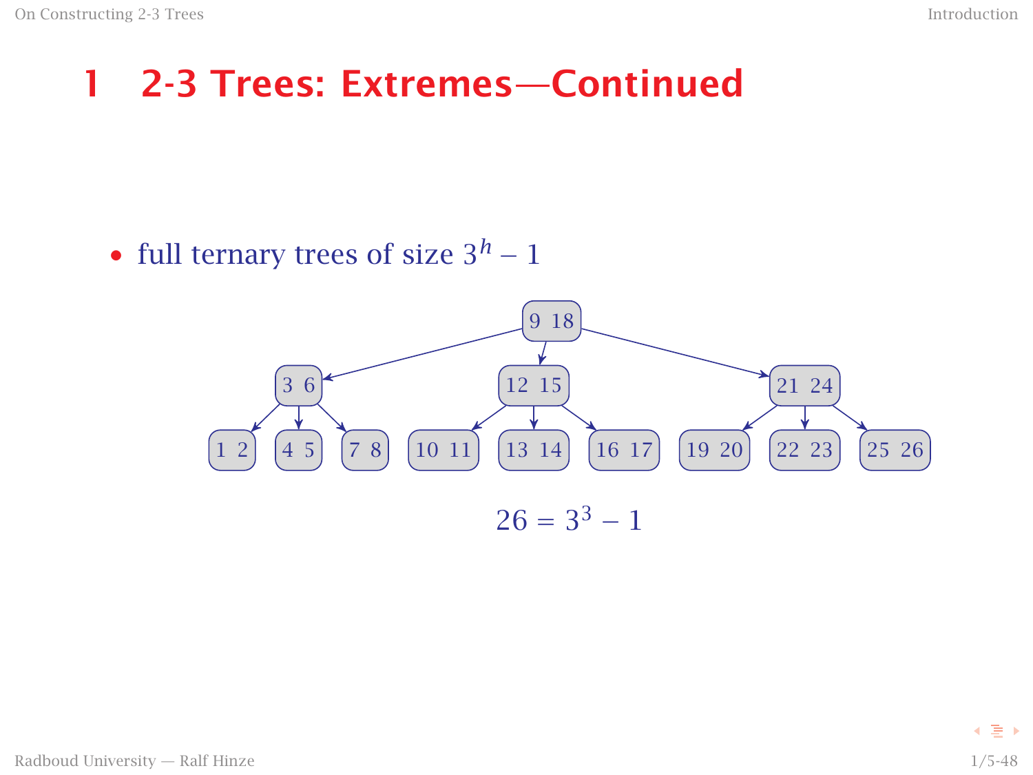# 1 2-3 Trees: Extremes—Continued

- full ternary trees of size $3^h - 1$

$$26 = 3^3 - 1$$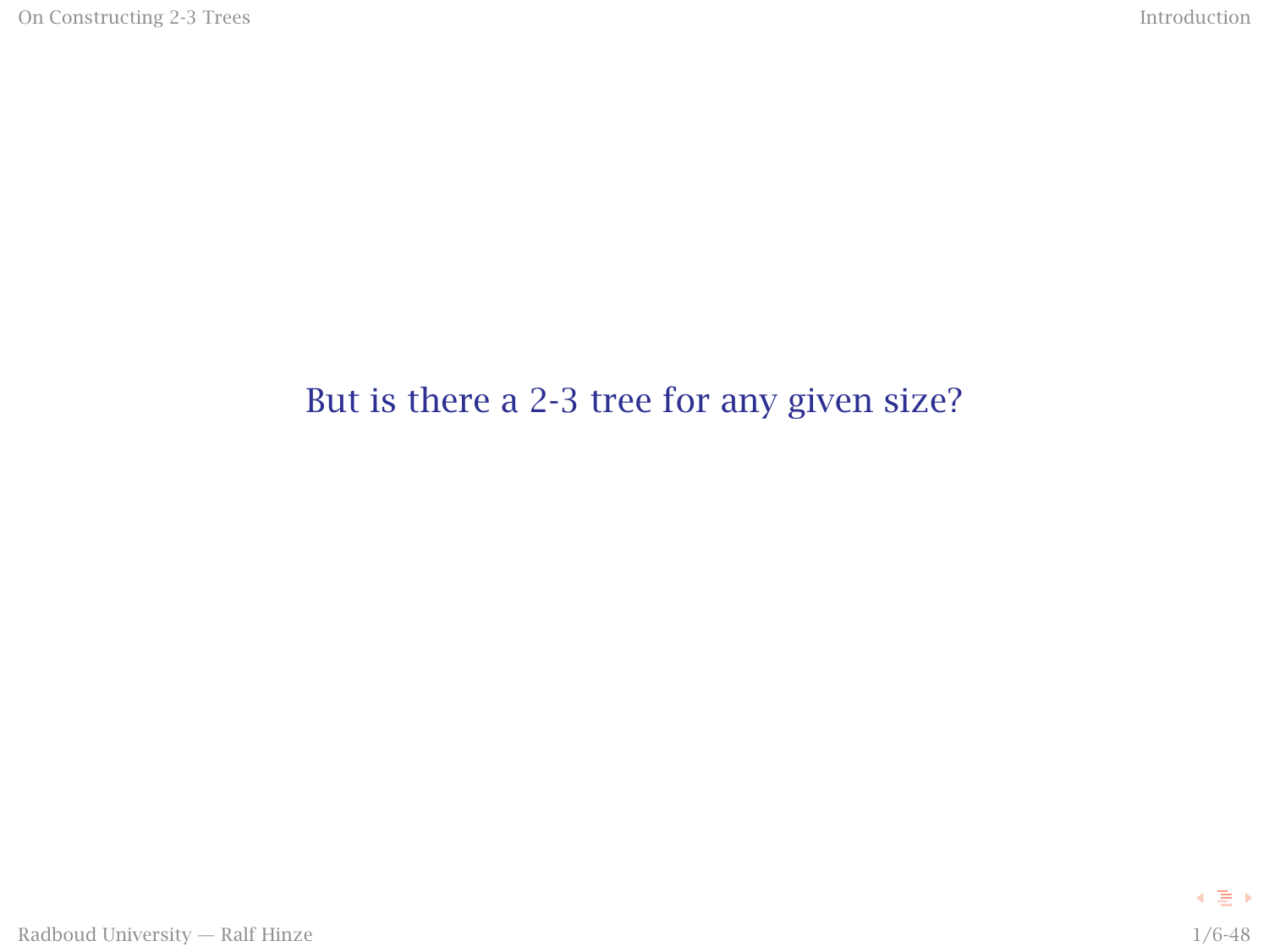But is there a 2-3 tree for any given size?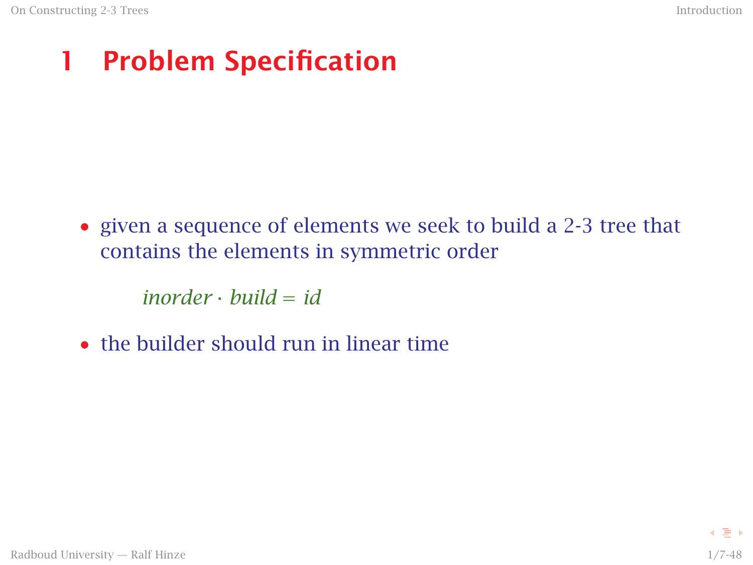# 1 Problem Specification

- given a sequence of elements we seek to build a 2-3 tree that contains the elements in symmetric order

$$inorder \cdot build = id$$

- the builder should run in linear time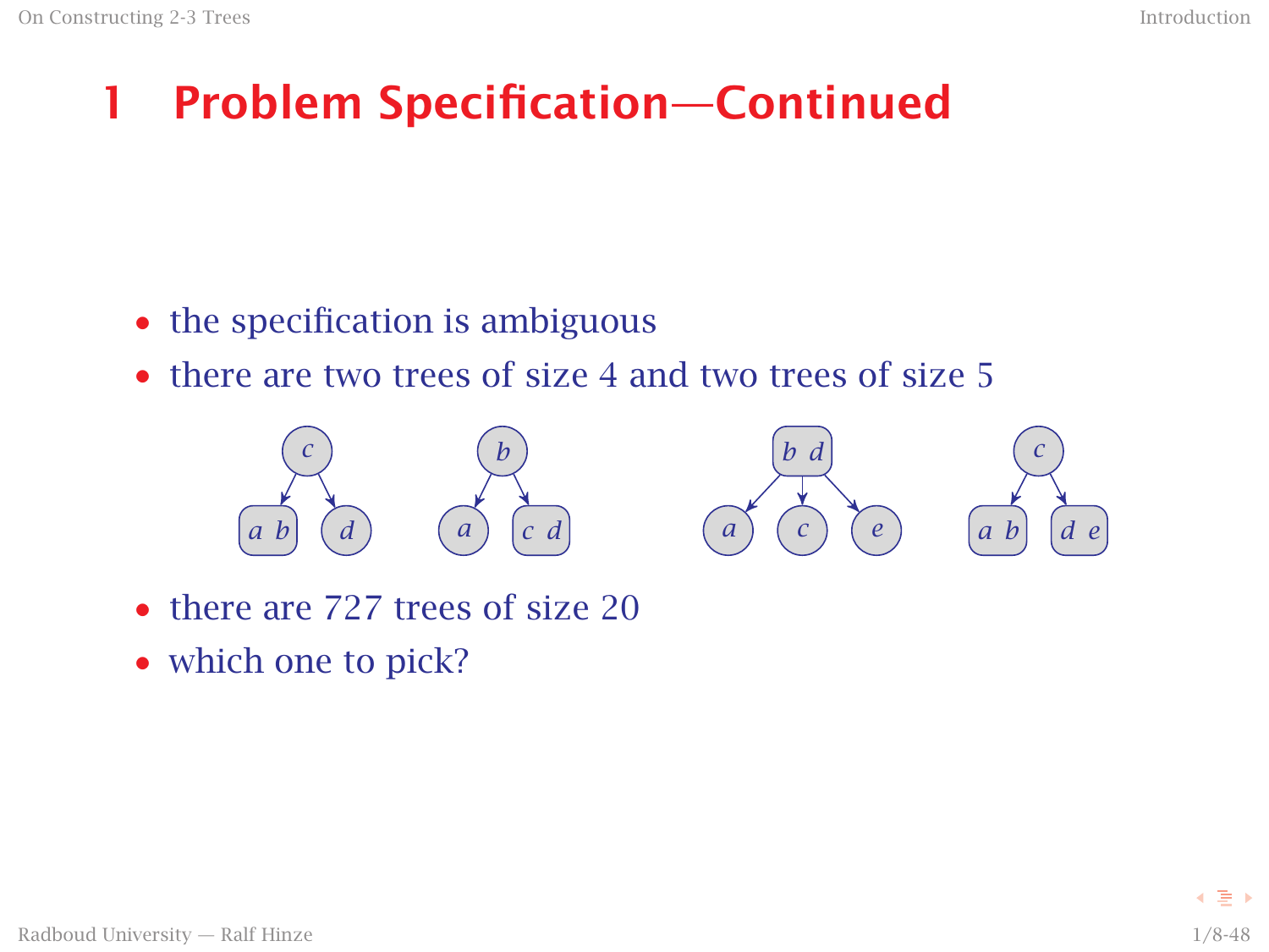# 1 Problem Specification—Continued

- the specification is ambiguous
- there are two trees of size 4 and two trees of size 5
- there are 727 trees of size 20
- which one to pick?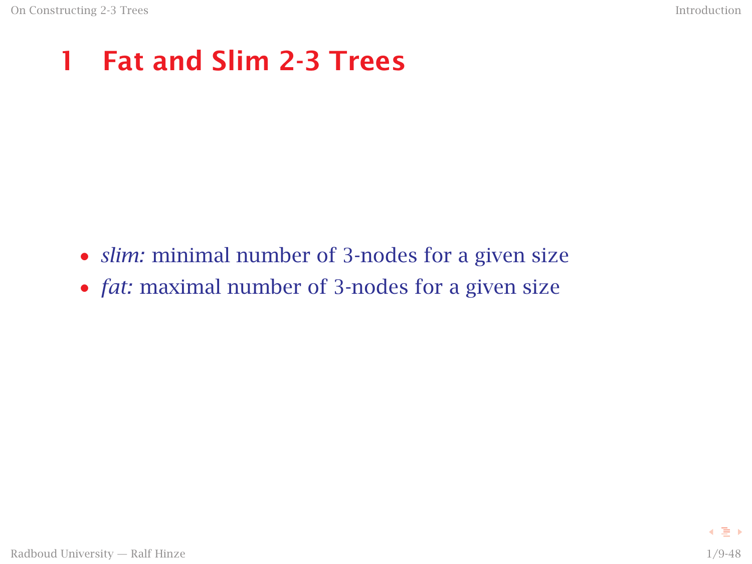# 1 Fat and Slim 2-3 Trees

- *slim:* minimal number of 3-nodes for a given size
- *fat:* maximal number of 3-nodes for a given size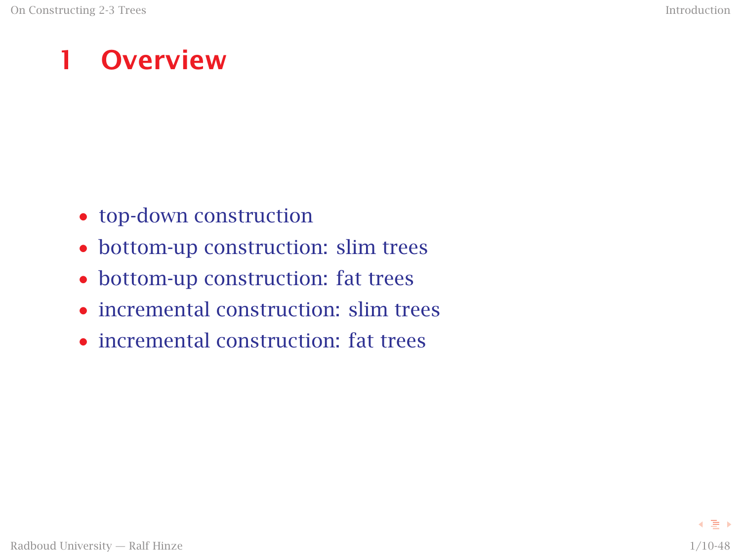# 1 Overview

- top-down construction
- bottom-up construction: slim trees
- bottom-up construction: fat trees
- incremental construction: slim trees
- incremental construction: fat trees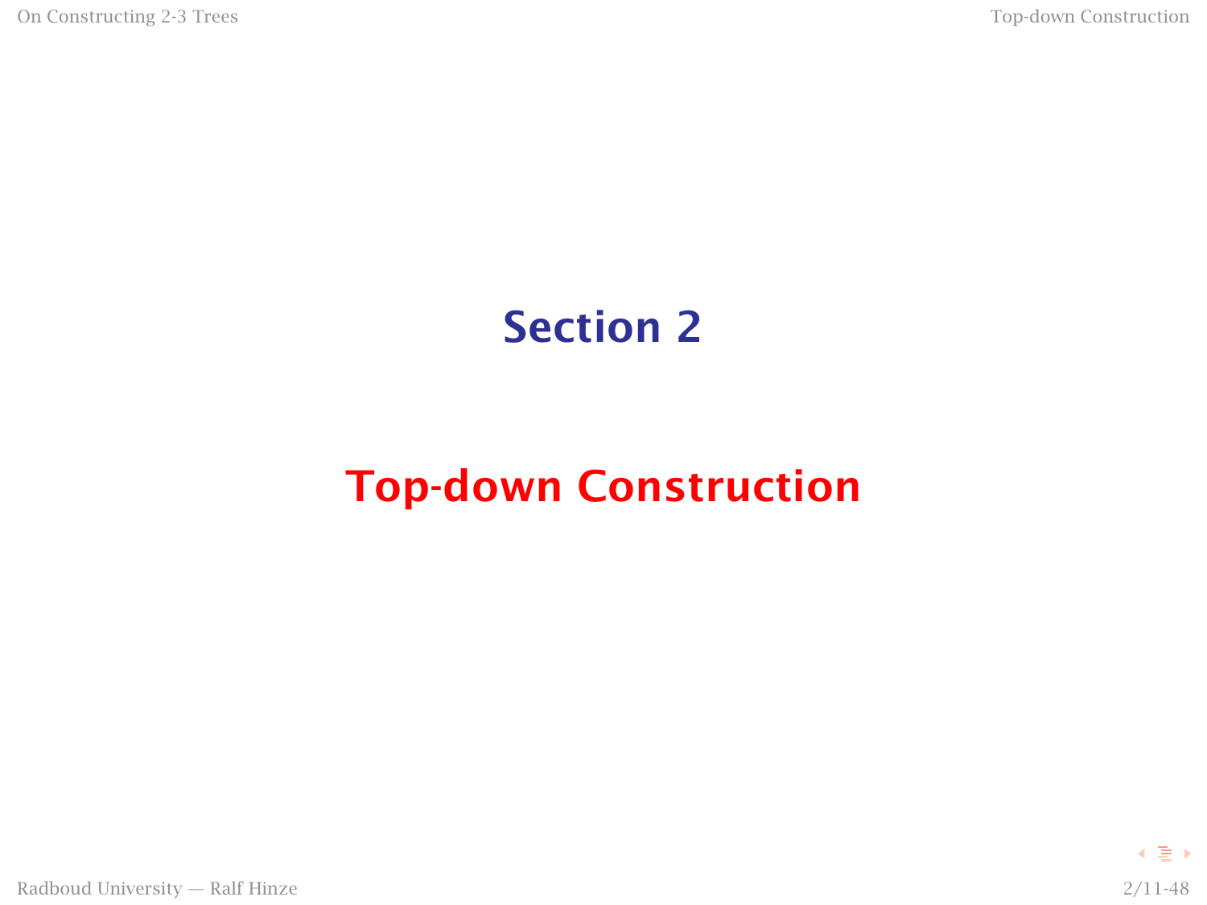# Section 2

# Top-down Construction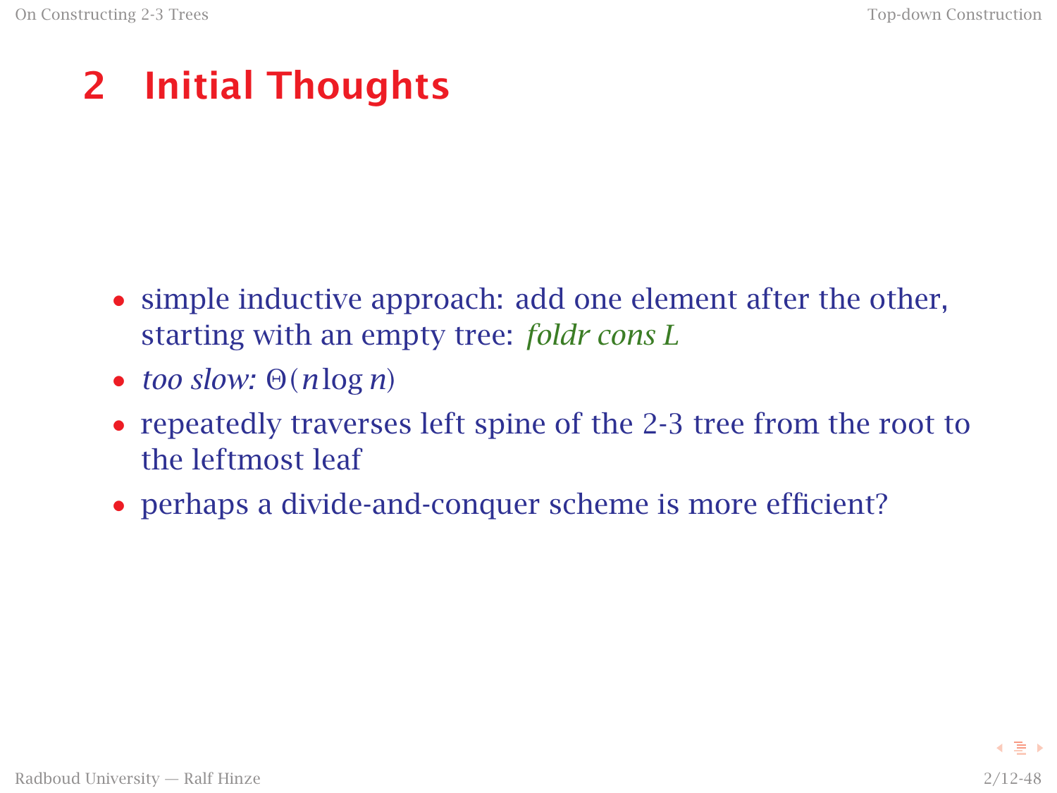## 2 Initial Thoughts

- simple inductive approach: add one element after the other, starting with an empty tree: *foldr cons L*
- *too slow:* $\Theta(n \log n)$
- repeatedly traverses left spine of the 2-3 tree from the root to the leftmost leaf
- perhaps a divide-and-conquer scheme is more efficient?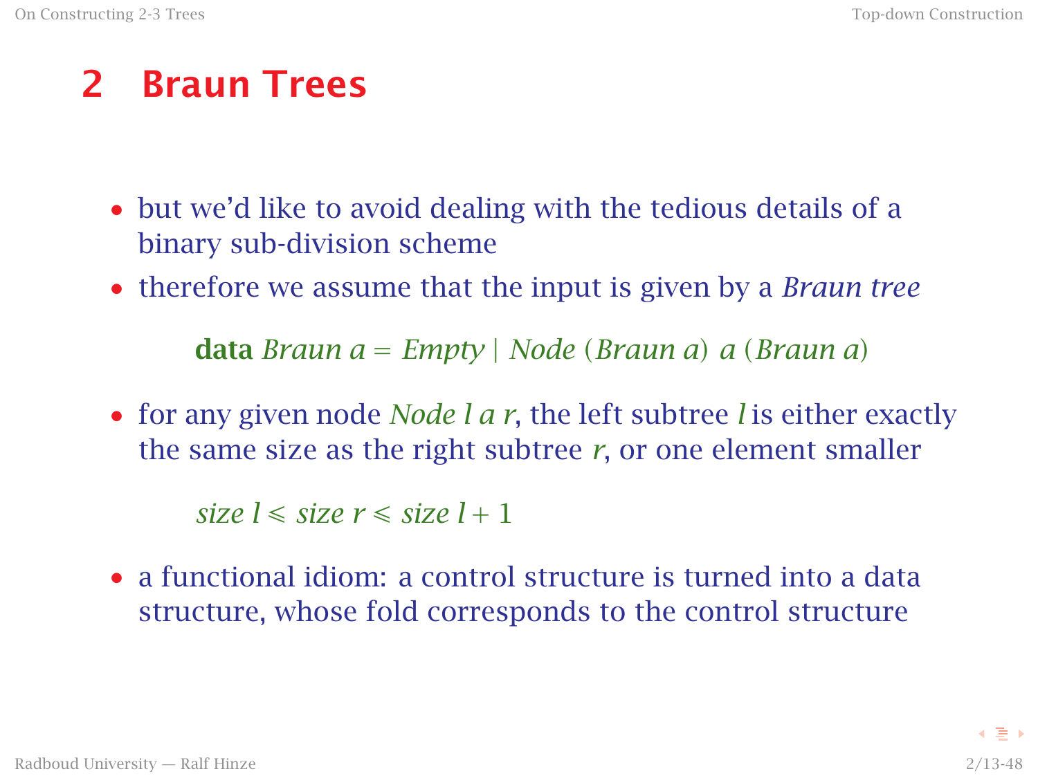## 2 Braun Trees

- but we'd like to avoid dealing with the tedious details of a binary sub-division scheme
- therefore we assume that the input is given by a *Braun tree*

```
data Braun a = Empty | Node (Braun a) a (Braun a)
```

- for any given node *Node l a r*, the left subtree *l* is either exactly the same size as the right subtree *r*, or one element smaller

$$size\ l \leqslant size\ r \leqslant size\ l + 1$$

- a functional idiom: a control structure is turned into a data structure, whose fold corresponds to the control structure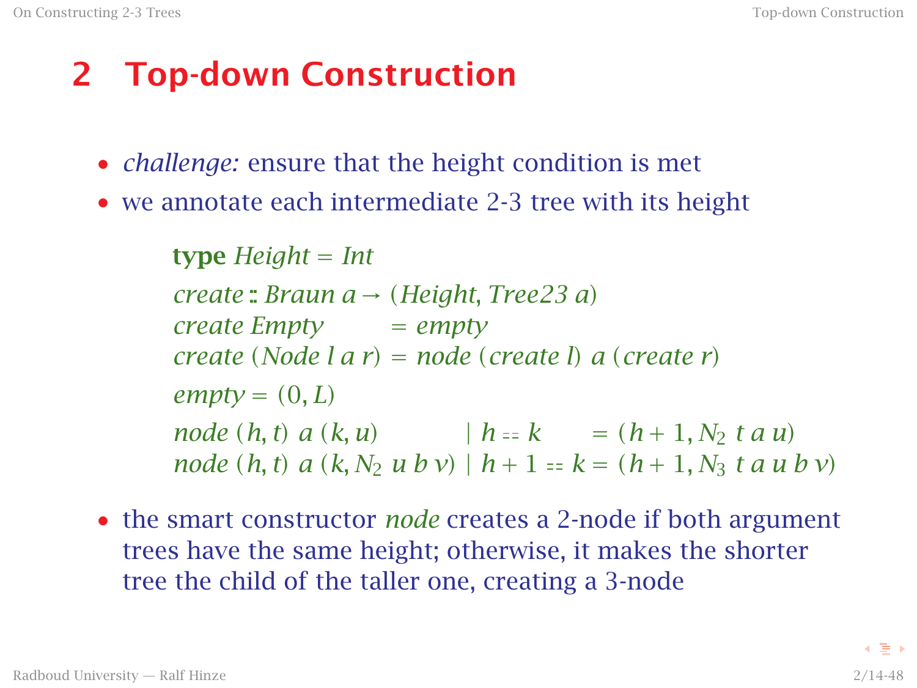## 2 Top-down Construction

- *challenge:* ensure that the height condition is met
- we annotate each intermediate 2-3 tree with its height

```
type Height = Int
create :: Braun a → (Height, Tree23 a)
create Empty        = empty
create (Node l a r) = node (create l) a (create r)
empty = (0, L)
node (h, t) a (k, u)          | h == k     = (h + 1, N2 t a u)
node (h, t) a (k, N2 u b v)   | h + 1 == k = (h + 1, N3 t a u b v)
```

- the smart constructor *node* creates a 2-node if both argument trees have the same height; otherwise, it makes the shorter tree the child of the taller one, creating a 3-node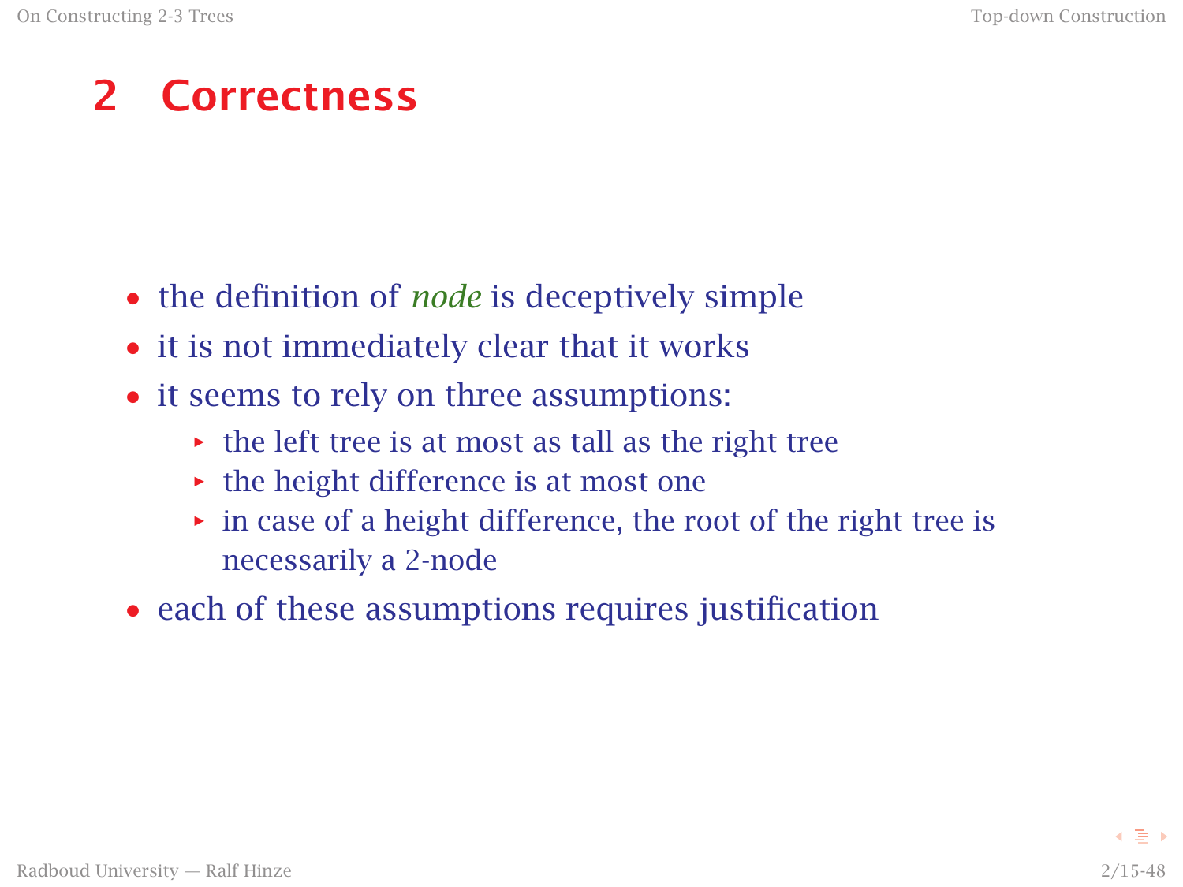## 2 Correctness

- the definition of *node* is deceptively simple
- it is not immediately clear that it works
- it seems to rely on three assumptions:
  - the left tree is at most as tall as the right tree
  - the height difference is at most one
  - in case of a height difference, the root of the right tree is necessarily a 2-node
- each of these assumptions requires justification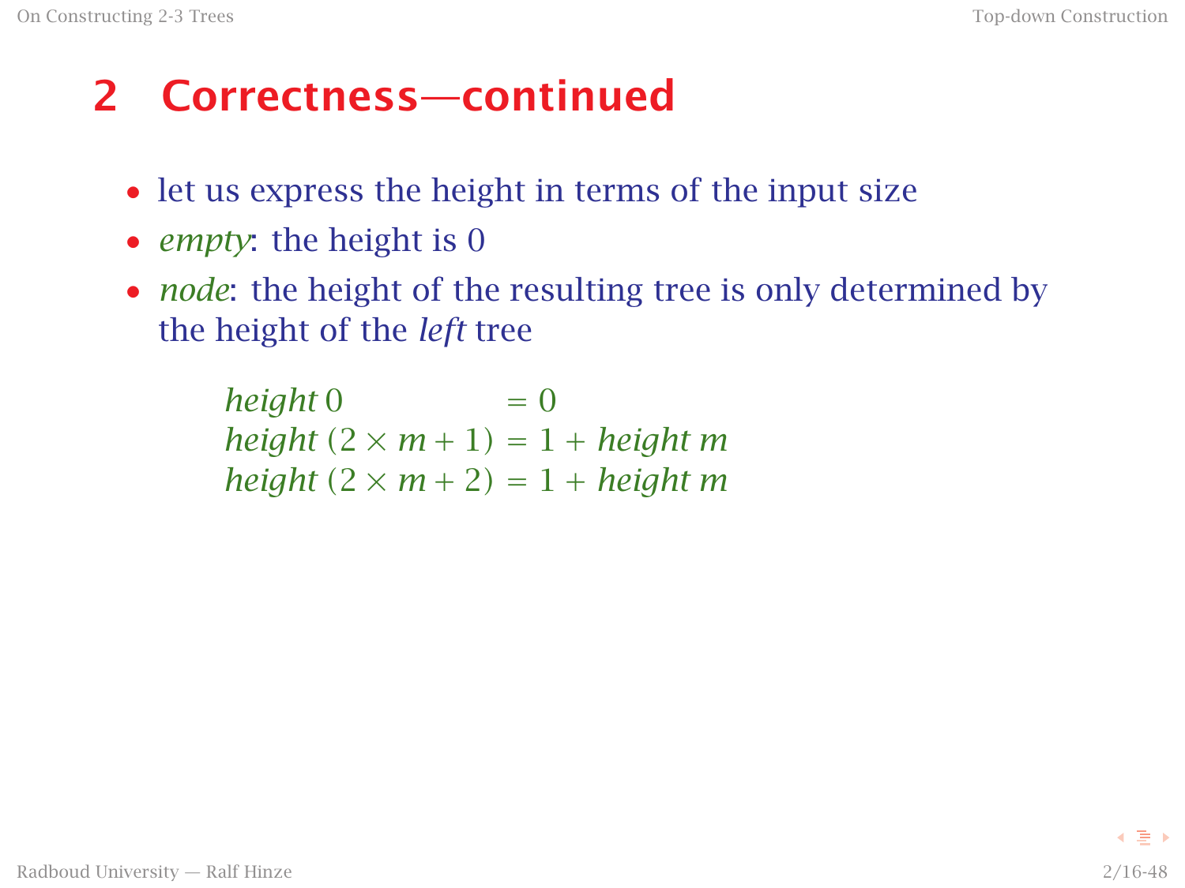## 2 Correctness—continued

- let us express the height in terms of the input size
- *empty*: the height is 0
- *node*: the height of the resulting tree is only determined by the height of the *left* tree

$$
\begin{aligned}
\mathit{height}\ 0 &= 0 \\
\mathit{height}\ (2 \times m + 1) &= 1 + \mathit{height}\ m \\
\mathit{height}\ (2 \times m + 2) &= 1 + \mathit{height}\ m
\end{aligned}
$$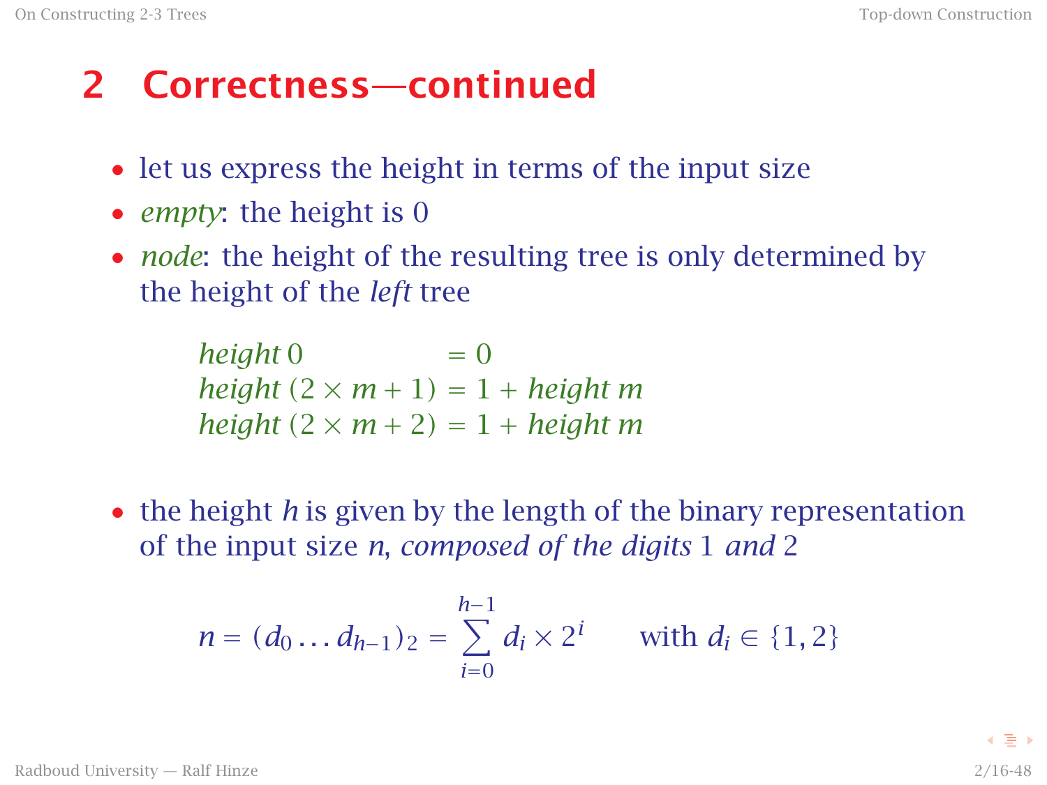## 2 Correctness—continued

- let us express the height in terms of the input size
- *empty*: the height is 0
- *node*: the height of the resulting tree is only determined by the height of the *left* tree

$$
\begin{aligned}
\mathit{height}\ 0 &= 0 \\
\mathit{height}\ (2 \times m + 1) &= 1 + \mathit{height}\ m \\
\mathit{height}\ (2 \times m + 2) &= 1 + \mathit{height}\ m
\end{aligned}
$$

- the height $h$ is given by the length of the binary representation of the input size $n$, *composed of the digits* 1 *and* 2

$$
n = (d_0 \ldots d_{h-1})_2 = \sum_{i=0}^{h-1} d_i \times 2^i \qquad \text{with } d_i \in \{1, 2\}
$$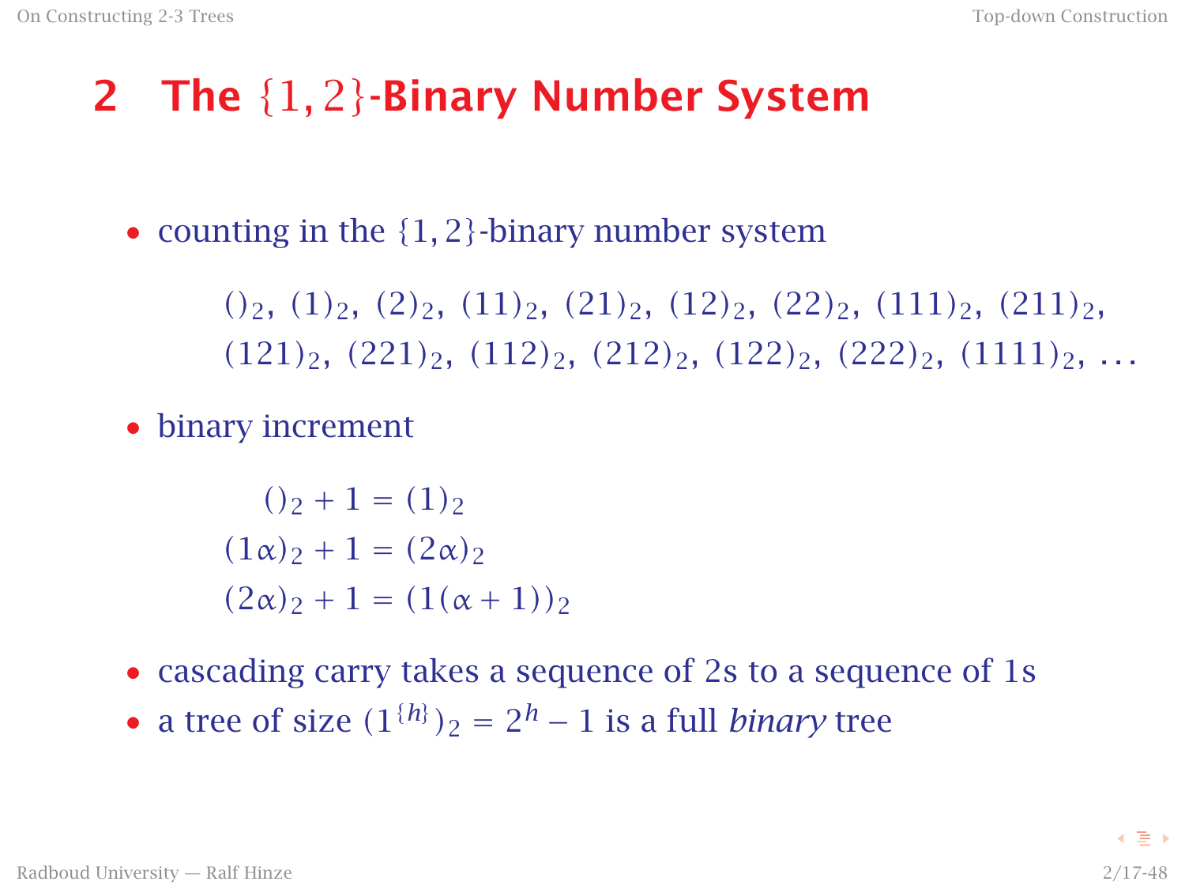## 2 The $\{1, 2\}$-Binary Number System

- counting in the $\{1, 2\}$-binary number system

$$()_2,\ (1)_2,\ (2)_2,\ (11)_2,\ (21)_2,\ (12)_2,\ (22)_2,\ (111)_2,\ (211)_2,$$
$$(121)_2,\ (221)_2,\ (112)_2,\ (212)_2,\ (122)_2,\ (222)_2,\ (1111)_2,\ \ldots$$

- binary increment

$$\begin{aligned}
()_2 + 1 &= (1)_2 \\
(1\alpha)_2 + 1 &= (2\alpha)_2 \\
(2\alpha)_2 + 1 &= (1(\alpha + 1))_2
\end{aligned}$$

- cascading carry takes a sequence of 2s to a sequence of 1s
- a tree of size $(1^{\{h\}})_2 = 2^h - 1$ is a full *binary* tree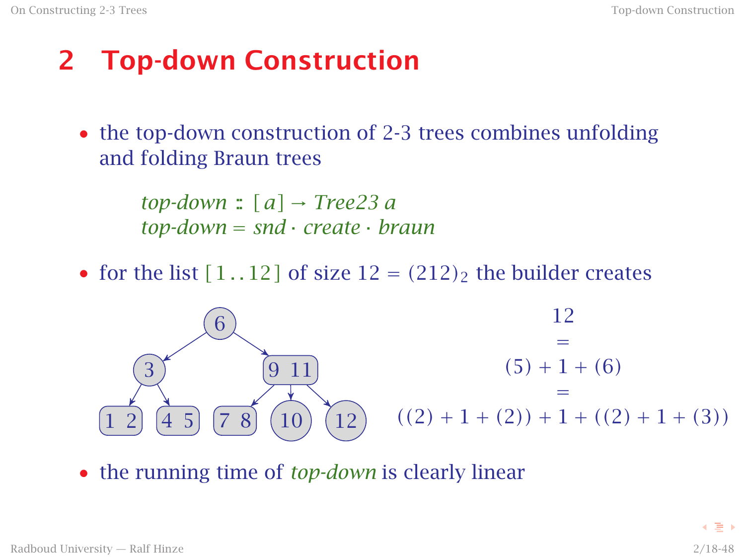# 2 Top-down Construction

- the top-down construction of 2-3 trees combines unfolding and folding Braun trees

$$
\begin{aligned}
&\textit{top-down} :: [a] \to \textit{Tree23}\ a \\
&\textit{top-down} = \textit{snd} \cdot \textit{create} \cdot \textit{braun}
\end{aligned}
$$

- for the list $[1 \mathinner{..} 12]$ of size $12 = (212)_2$ the builder creates

$$
\begin{aligned}
&12 \\
&= \\
&(5) + 1 + (6) \\
&= \\
&((2) + 1 + (2)) + 1 + ((2) + 1 + (3))
\end{aligned}
$$

- the running time of *top-down* is clearly linear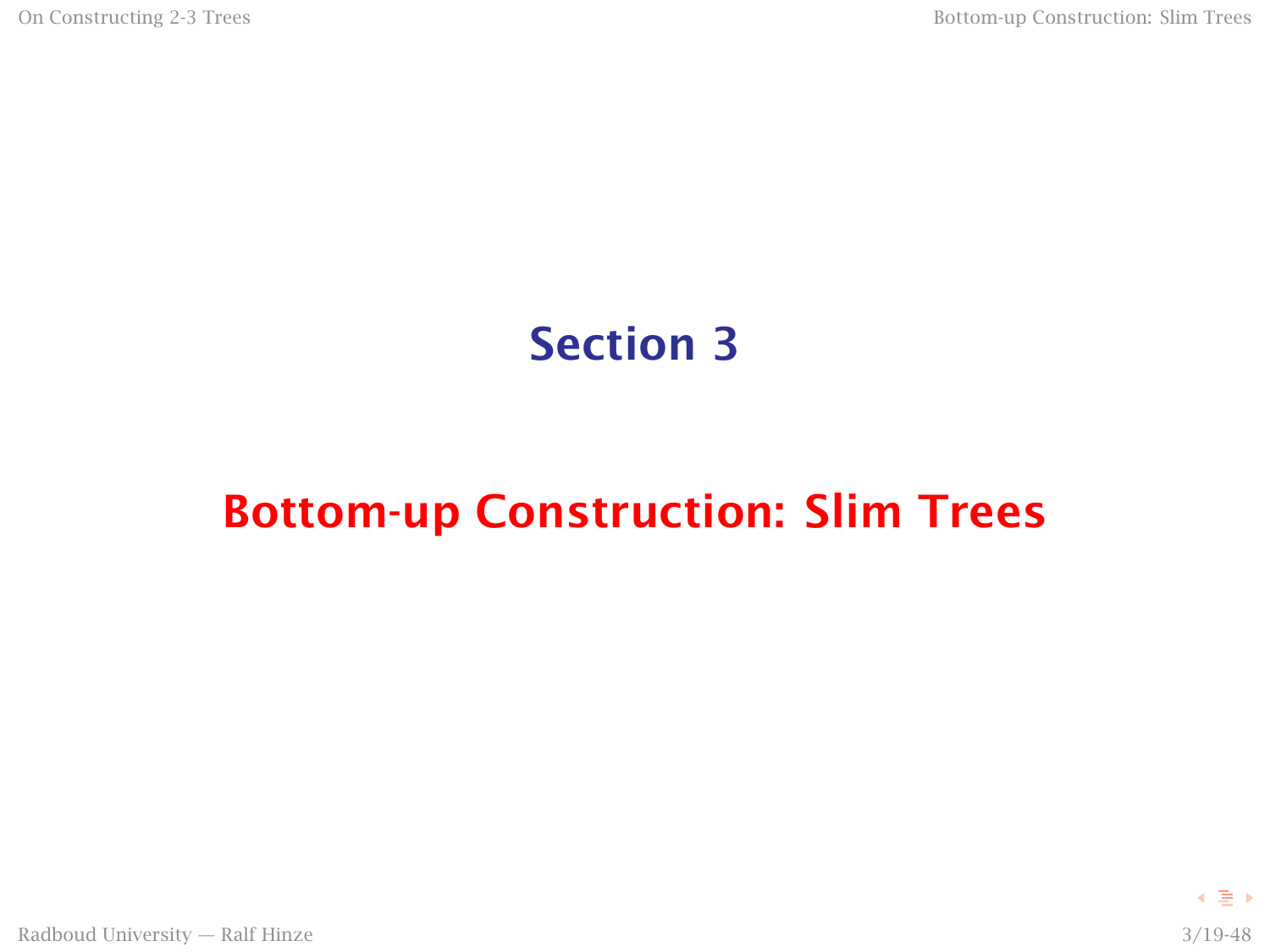# Section 3

## Bottom-up Construction: Slim Trees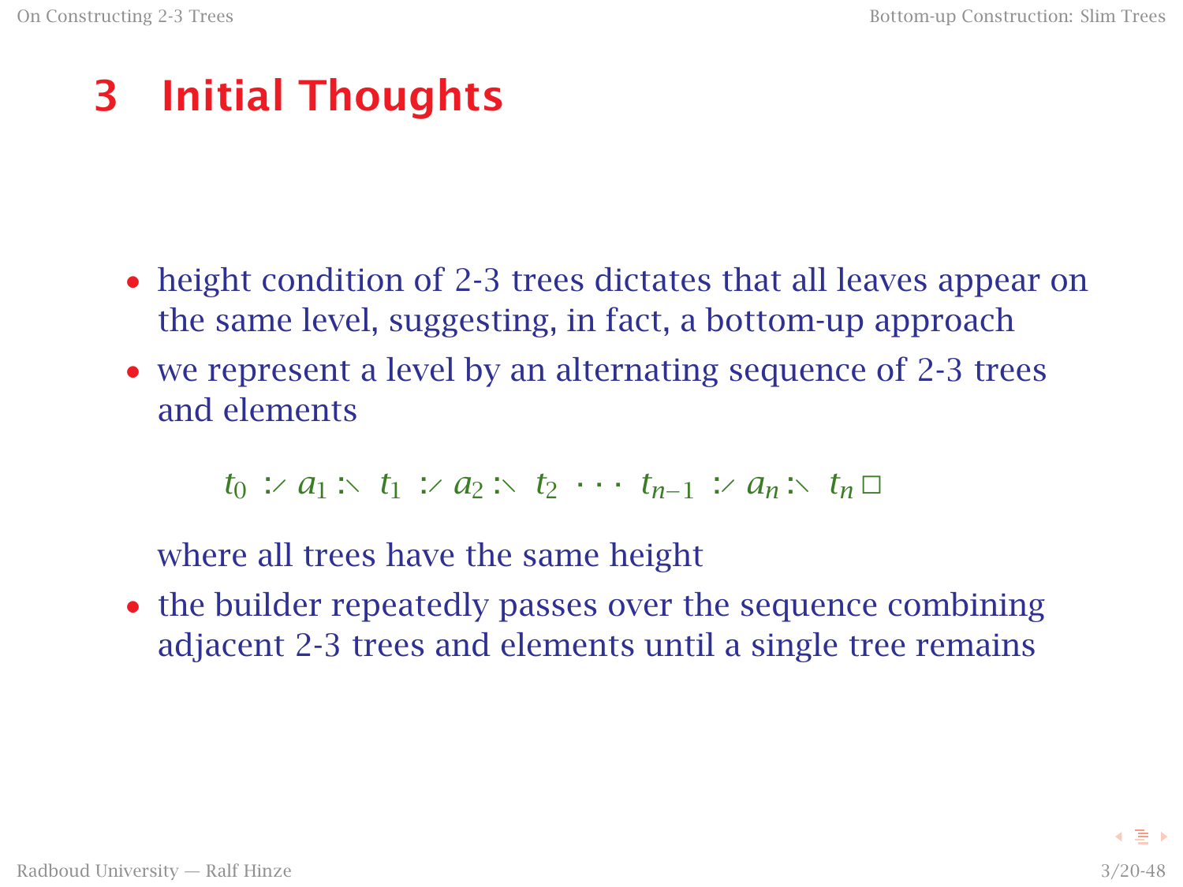# 3 Initial Thoughts

- height condition of 2-3 trees dictates that all leaves appear on the same level, suggesting, in fact, a bottom-up approach
- we represent a level by an alternating sequence of 2-3 trees and elements

$$t_0 \;{:}\!\diagup\; a_1 \;{:}\!\diagdown\; t_1 \;{:}\!\diagup\; a_2 \;{:}\!\diagdown\; t_2 \;\cdots\; t_{n-1} \;{:}\!\diagup\; a_n \;{:}\!\diagdown\; t_n \,\square$$

  where all trees have the same height
- the builder repeatedly passes over the sequence combining adjacent 2-3 trees and elements until a single tree remains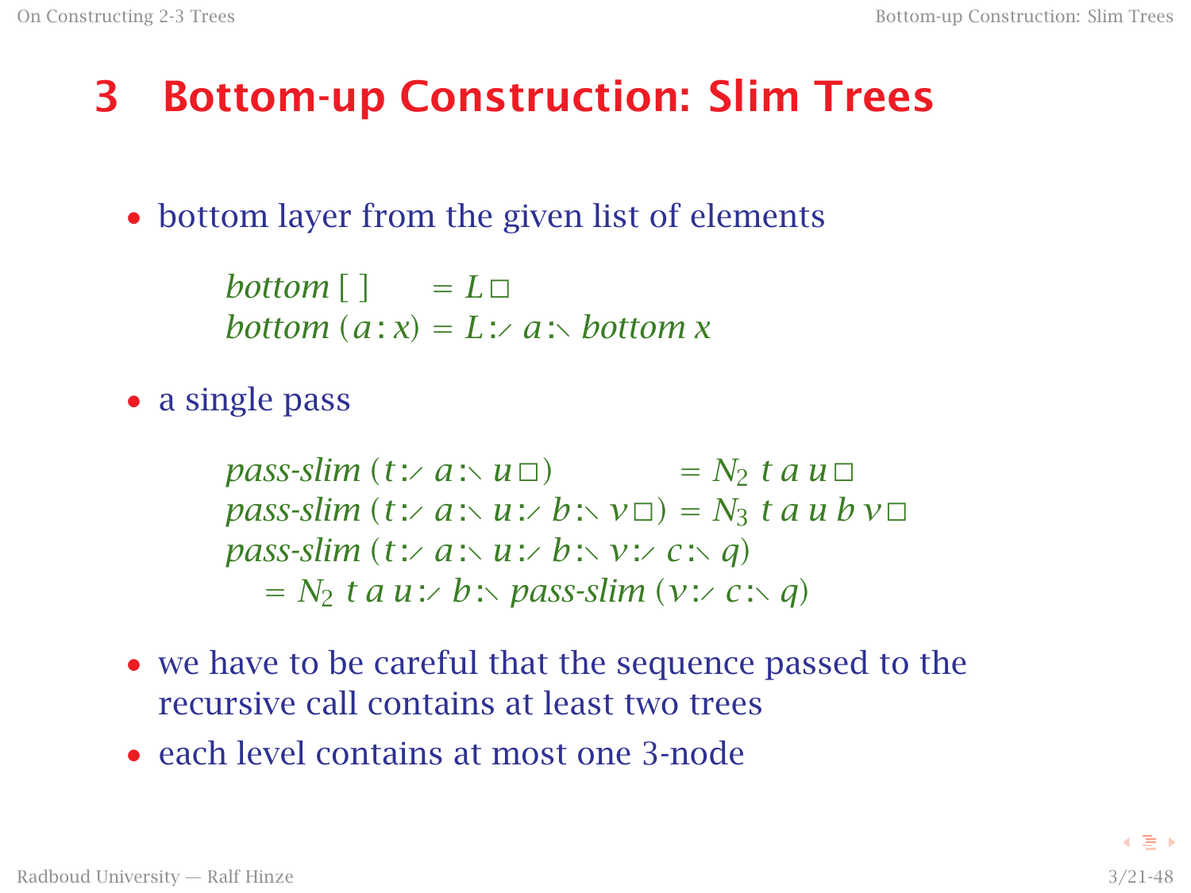# 3 Bottom-up Construction: Slim Trees

- bottom layer from the given list of elements

$$
\begin{aligned}
&\mathit{bottom}\ [\,] &&= L\,\square \\
&\mathit{bottom}\ (a : x) &&= L :\!\diagup\ a :\!\diagdown\ \mathit{bottom}\ x
\end{aligned}
$$

- a single pass

$$
\begin{aligned}
&\mathit{pass\text{-}slim}\ (t :\!\diagup\ a :\!\diagdown\ u\,\square) &&= N_2\ t\ a\ u\,\square \\
&\mathit{pass\text{-}slim}\ (t :\!\diagup\ a :\!\diagdown\ u :\!\diagup\ b :\!\diagdown\ v\,\square) &&= N_3\ t\ a\ u\ b\ v\,\square \\
&\mathit{pass\text{-}slim}\ (t :\!\diagup\ a :\!\diagdown\ u :\!\diagup\ b :\!\diagdown\ v :\!\diagup\ c :\!\diagdown\ q) \\
&\quad = N_2\ t\ a\ u :\!\diagup\ b :\!\diagdown\ \mathit{pass\text{-}slim}\ (v :\!\diagup\ c :\!\diagdown\ q)
\end{aligned}
$$

- we have to be careful that the sequence passed to the recursive call contains at least two trees
- each level contains at most one 3-node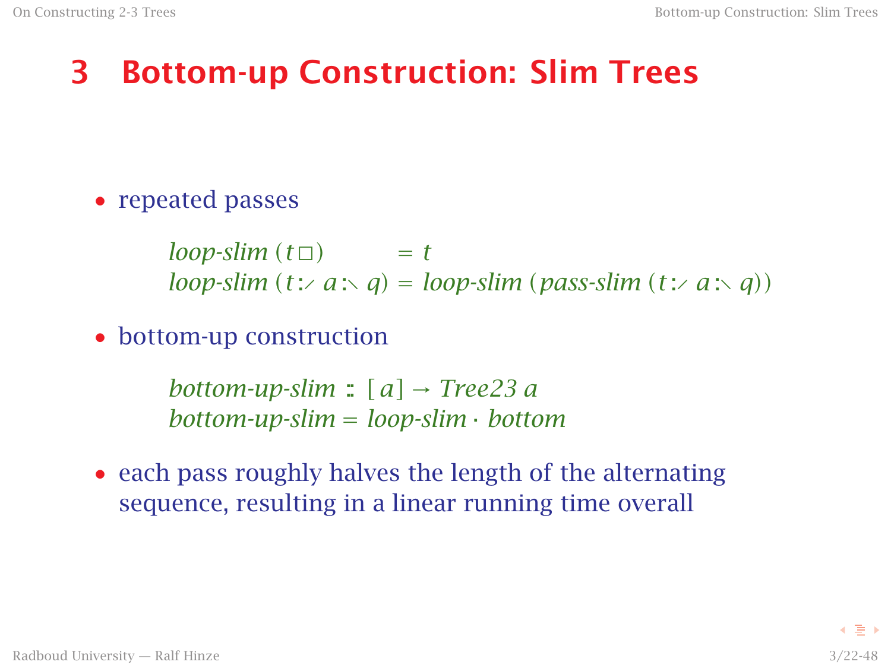# 3 Bottom-up Construction: Slim Trees

- repeated passes

$$
\begin{aligned}
&\mathit{loop\text{-}slim}\ (t\,\square) &&= t \\
&\mathit{loop\text{-}slim}\ (t :\!\swarrow a :\!\searrow q) &&= \mathit{loop\text{-}slim}\ (\mathit{pass\text{-}slim}\ (t :\!\swarrow a :\!\searrow q))
\end{aligned}
$$

- bottom-up construction

$$
\begin{aligned}
&\mathit{bottom\text{-}up\text{-}slim} :: [a] \to \mathit{Tree23}\ a \\
&\mathit{bottom\text{-}up\text{-}slim} = \mathit{loop\text{-}slim} \cdot \mathit{bottom}
\end{aligned}
$$

- each pass roughly halves the length of the alternating sequence, resulting in a linear running time overall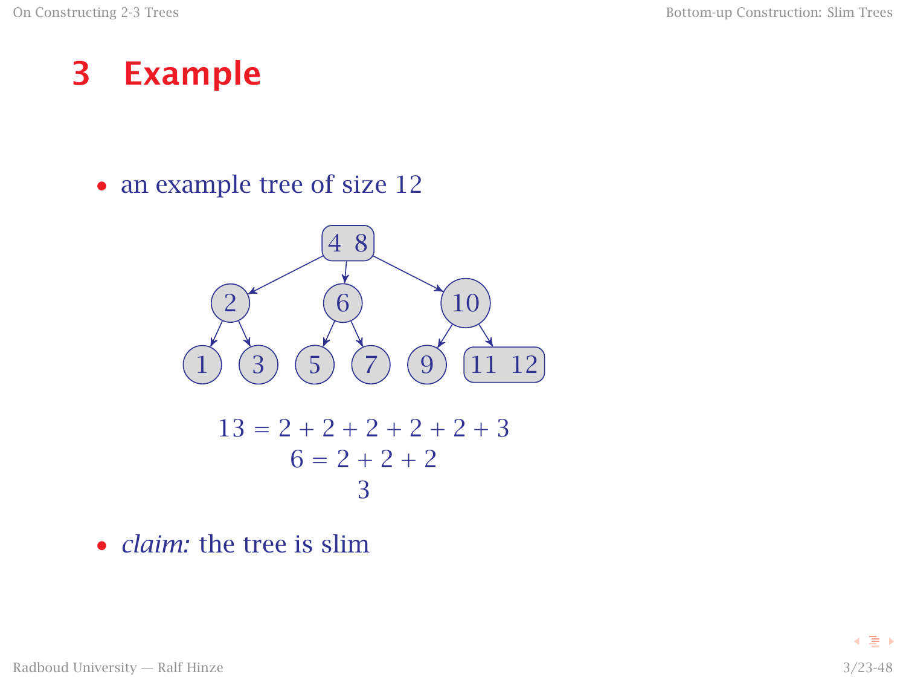# 3 Example

- an example tree of size 12

$$
\begin{aligned}
13 &= 2 + 2 + 2 + 2 + 2 + 3 \\
6 &= 2 + 2 + 2 \\
&\phantom{=}\ 3
\end{aligned}
$$

- *claim:* the tree is slim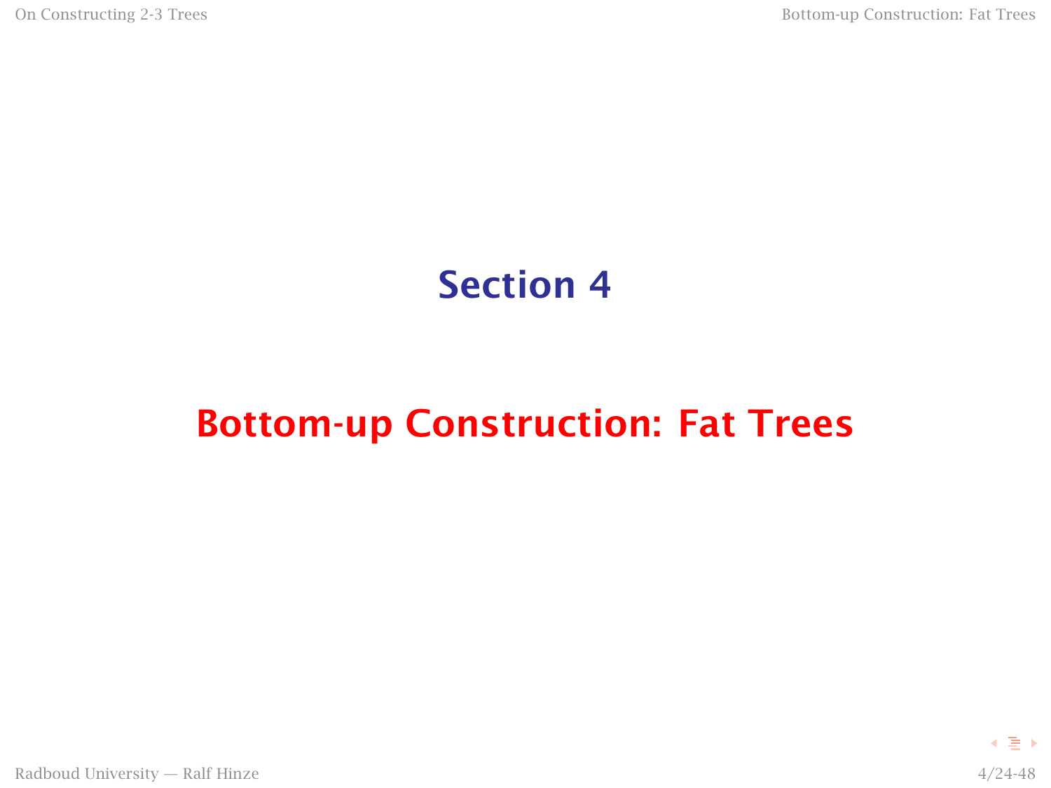# Section 4

# Bottom-up Construction: Fat Trees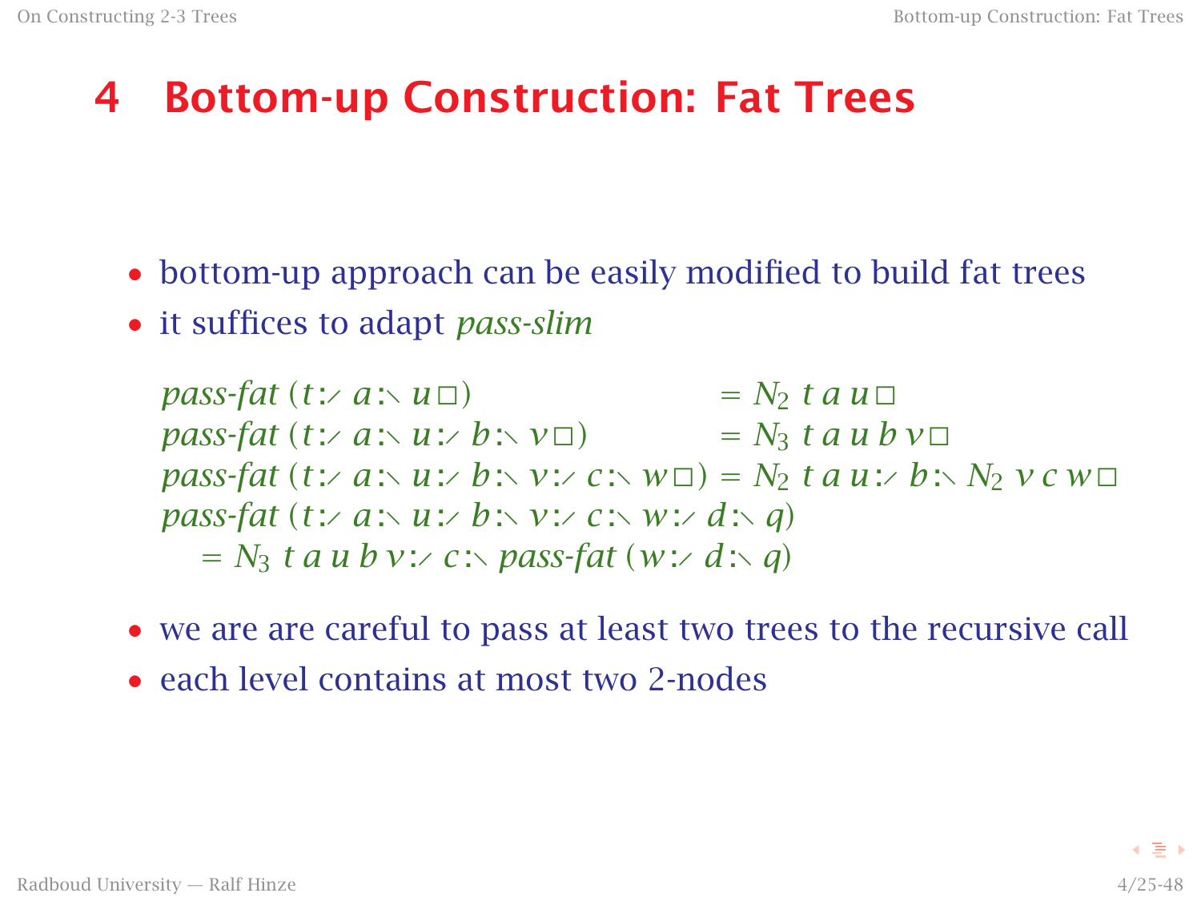# 4 Bottom-up Construction: Fat Trees

- bottom-up approach can be easily modified to build fat trees
- it suffices to adapt *pass-slim*

$$
\begin{aligned}
&\textit{pass-fat}\ (t :\!\swarrow a :\!\searrow u\,\square) &&= N_2\ t\ a\ u\,\square \\
&\textit{pass-fat}\ (t :\!\swarrow a :\!\searrow u :\!\swarrow b :\!\searrow v\,\square) &&= N_3\ t\ a\ u\ b\ v\,\square \\
&\textit{pass-fat}\ (t :\!\swarrow a :\!\searrow u :\!\swarrow b :\!\searrow v :\!\swarrow c :\!\searrow w\,\square) &&= N_2\ t\ a\ u :\!\swarrow b :\!\searrow N_2\ v\ c\ w\,\square \\
&\textit{pass-fat}\ (t :\!\swarrow a :\!\searrow u :\!\swarrow b :\!\searrow v :\!\swarrow c :\!\searrow w :\!\swarrow d :\!\searrow q) \\
&\quad = N_3\ t\ a\ u\ b\ v :\!\swarrow c :\!\searrow \textit{pass-fat}\ (w :\!\swarrow d :\!\searrow q)
\end{aligned}
$$

- we are are careful to pass at least two trees to the recursive call
- each level contains at most two 2-nodes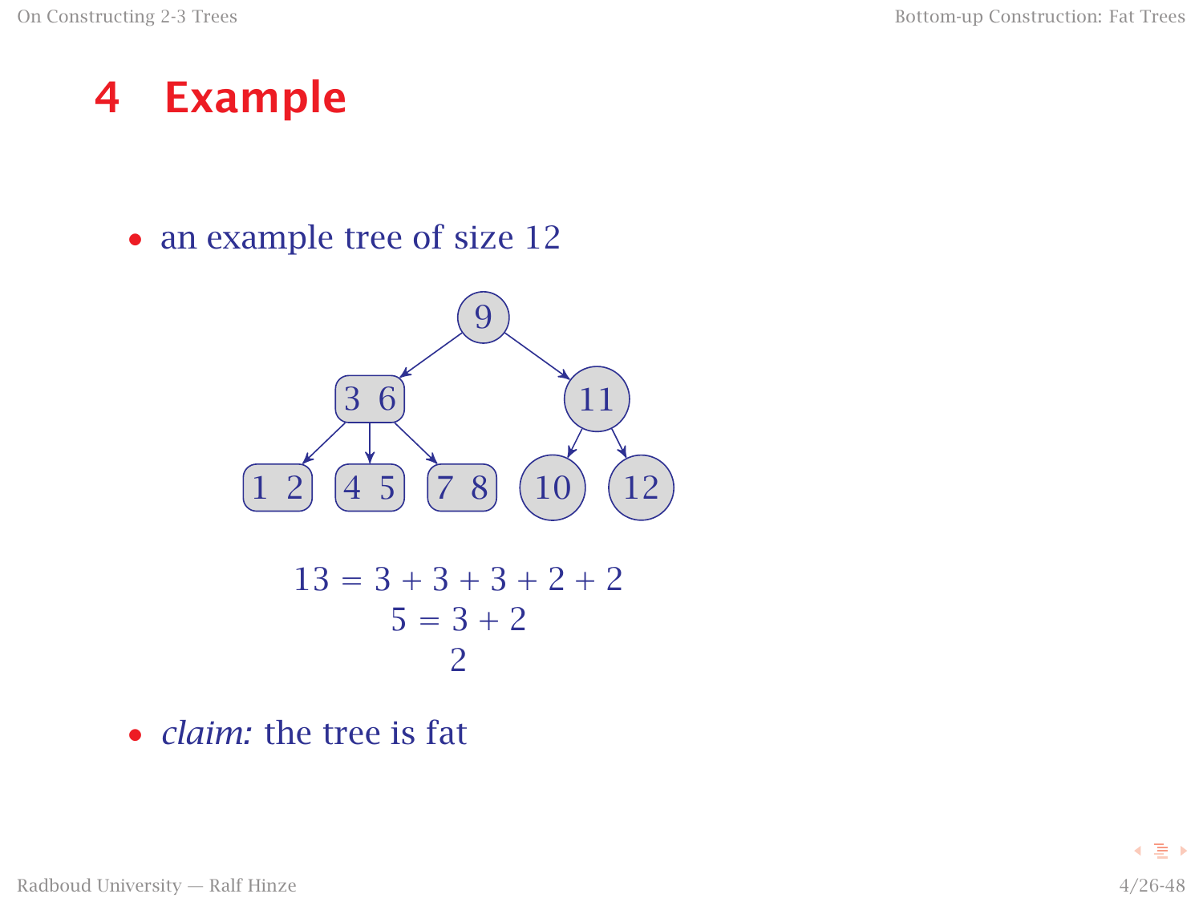# 4 Example

- an example tree of size 12

$$13 = 3 + 3 + 3 + 2 + 2$$
$$5 = 3 + 2$$
$$2$$

- *claim:* the tree is fat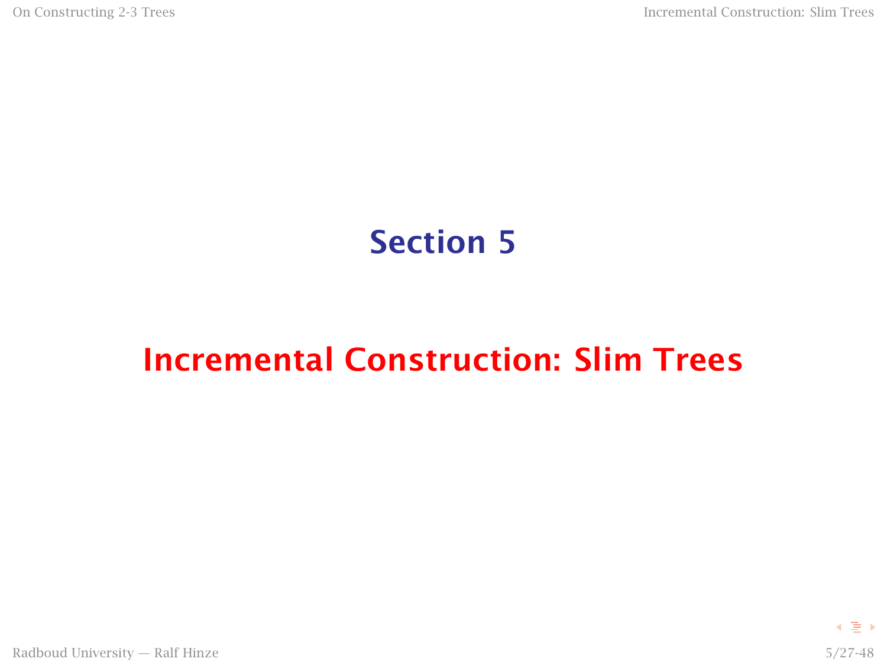# Section 5

## Incremental Construction: Slim Trees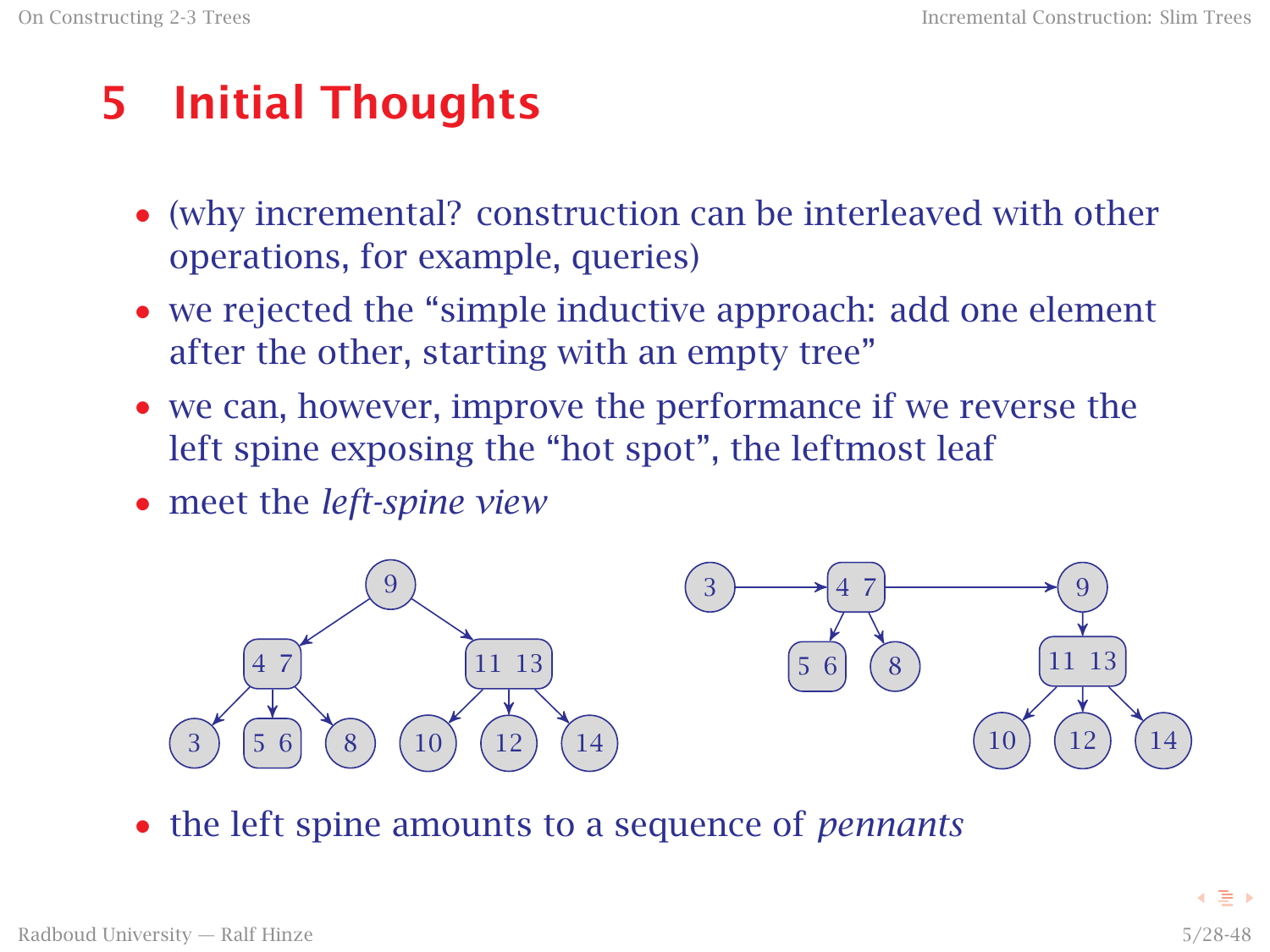# 5 Initial Thoughts

- (why incremental? construction can be interleaved with other operations, for example, queries)
- we rejected the "simple inductive approach: add one element after the other, starting with an empty tree"
- we can, however, improve the performance if we reverse the left spine exposing the "hot spot", the leftmost leaf
- meet the *left-spine view*

- the left spine amounts to a sequence of *pennants*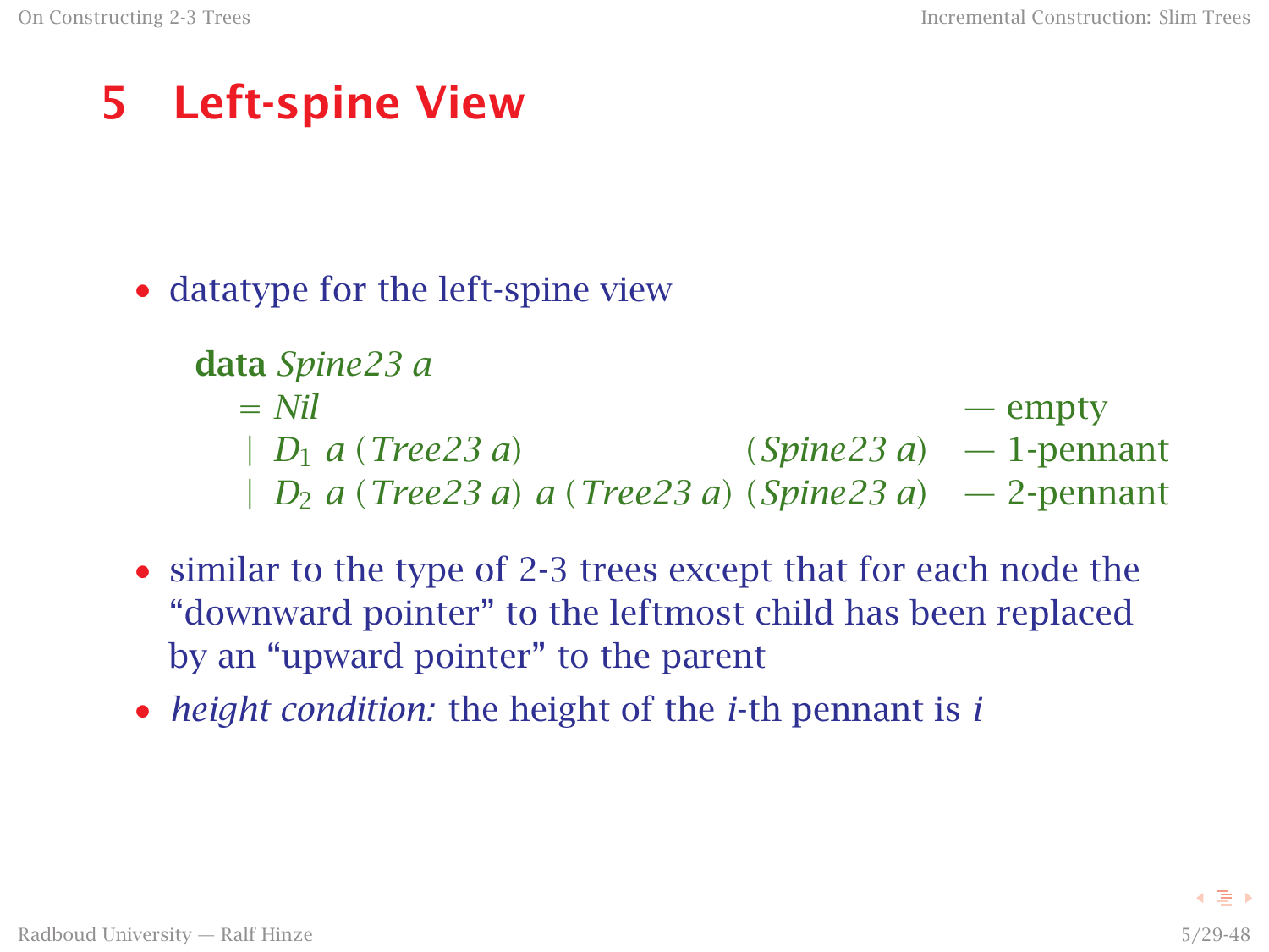# 5 Left-spine View

- datatype for the left-spine view

```
data Spine23 a
  = Nil                                                  — empty
  | D1 a (Tree23 a)              (Spine23 a)             — 1-pennant
  | D2 a (Tree23 a) a (Tree23 a) (Spine23 a)             — 2-pennant
```

- similar to the type of 2-3 trees except that for each node the "downward pointer" to the leftmost child has been replaced by an "upward pointer" to the parent
- *height condition:* the height of the $i$-th pennant is $i$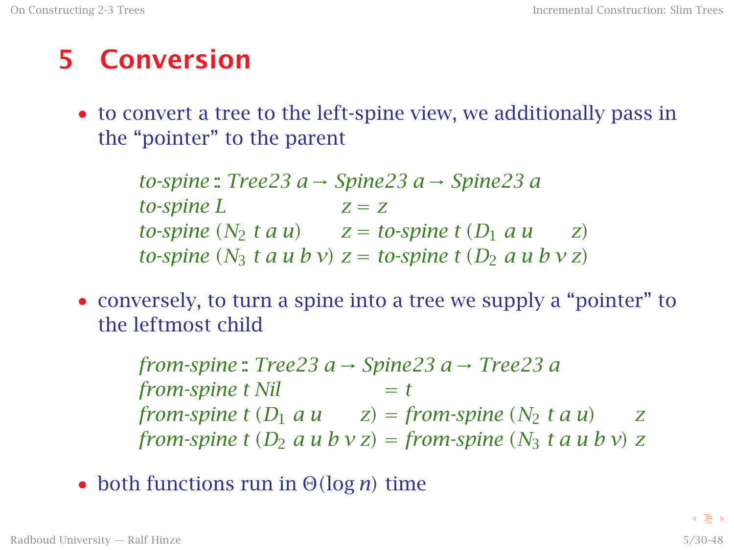# 5 Conversion

- to convert a tree to the left-spine view, we additionally pass in the "pointer" to the parent

```
to-spine :: Tree23 a → Spine23 a → Spine23 a
to-spine L               z = z
to-spine (N2 t a u)      z = to-spine t (D1 a u     z)
to-spine (N3 t a u b v)  z = to-spine t (D2 a u b v z)
```

- conversely, to turn a spine into a tree we supply a "pointer" to the leftmost child

```
from-spine :: Tree23 a → Spine23 a → Tree23 a
from-spine t Nil               = t
from-spine t (D1 a u     z)    = from-spine (N2 t a u)     z
from-spine t (D2 a u b v z)    = from-spine (N3 t a u b v) z
```

- both functions run in $\Theta(\log n)$ time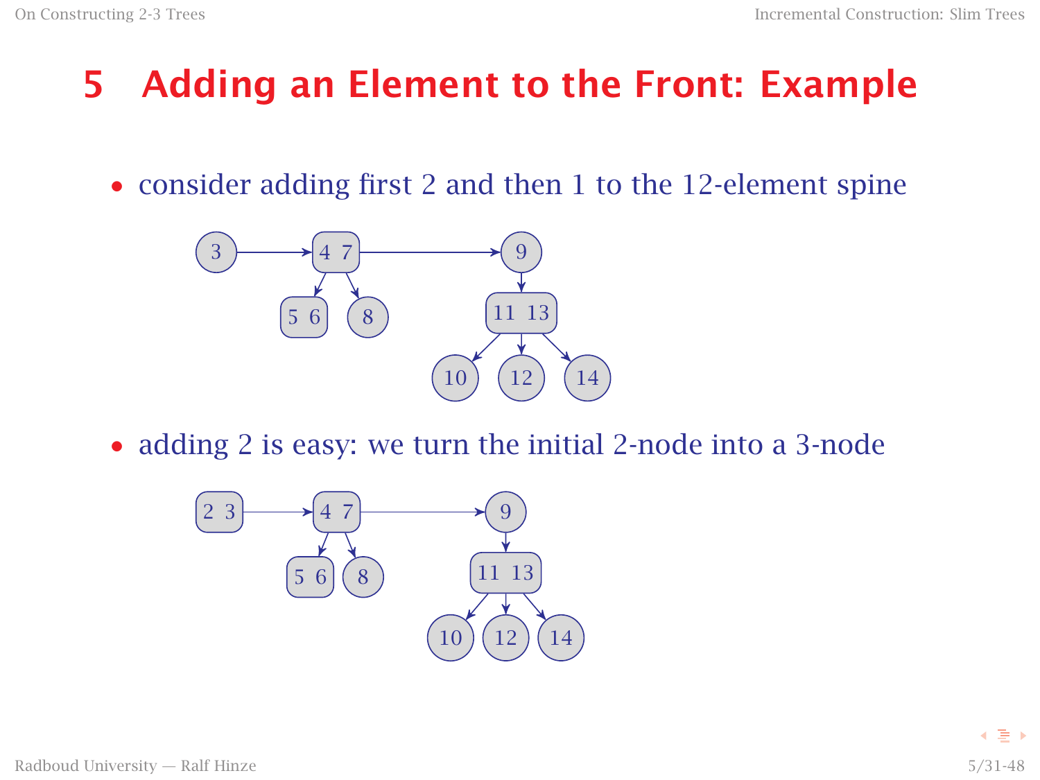# 5 Adding an Element to the Front: Example

- consider adding first 2 and then 1 to the 12-element spine

- adding 2 is easy: we turn the initial 2-node into a 3-node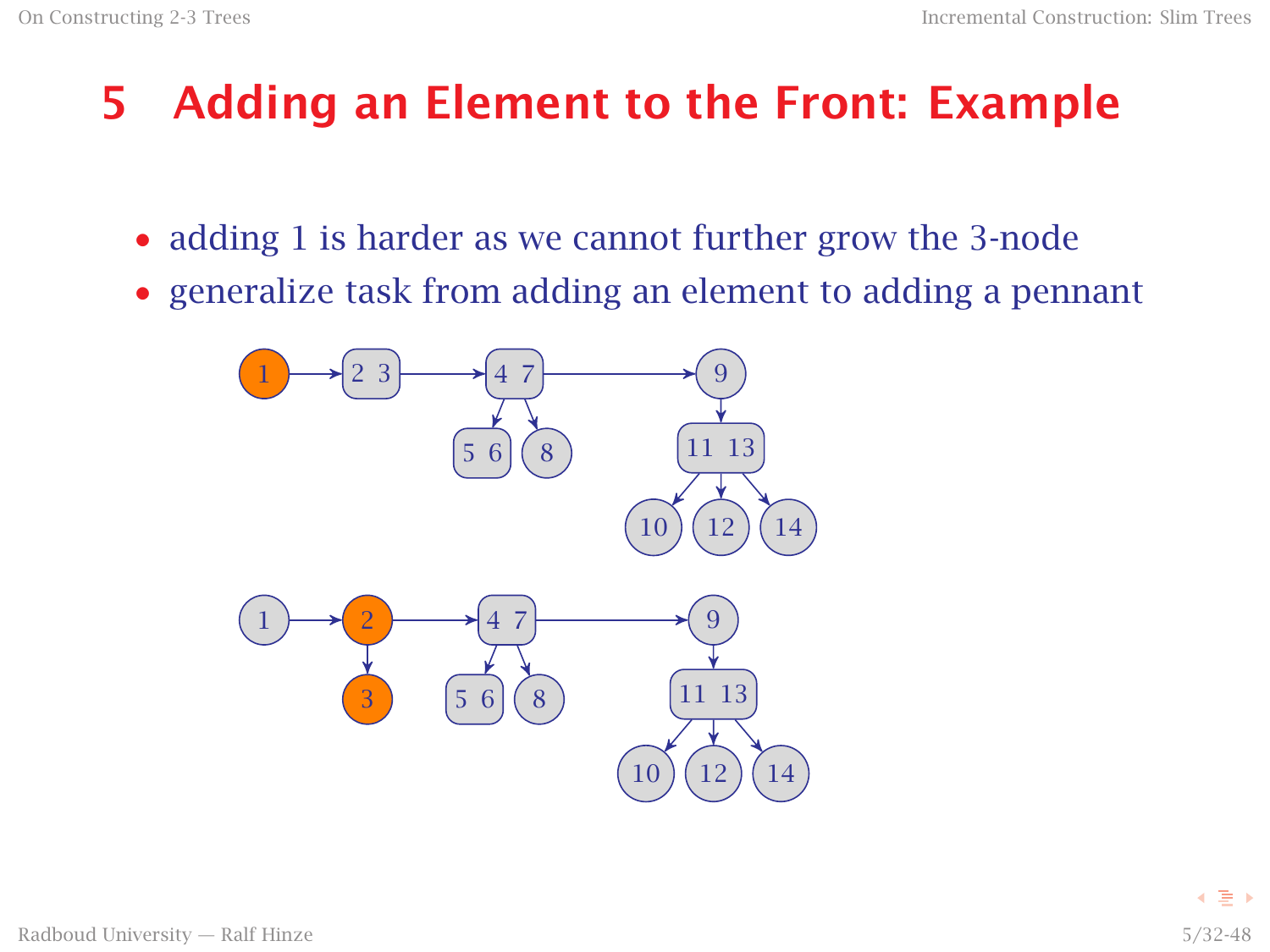# 5 Adding an Element to the Front: Example

- adding 1 is harder as we cannot further grow the 3-node
- generalize task from adding an element to adding a pennant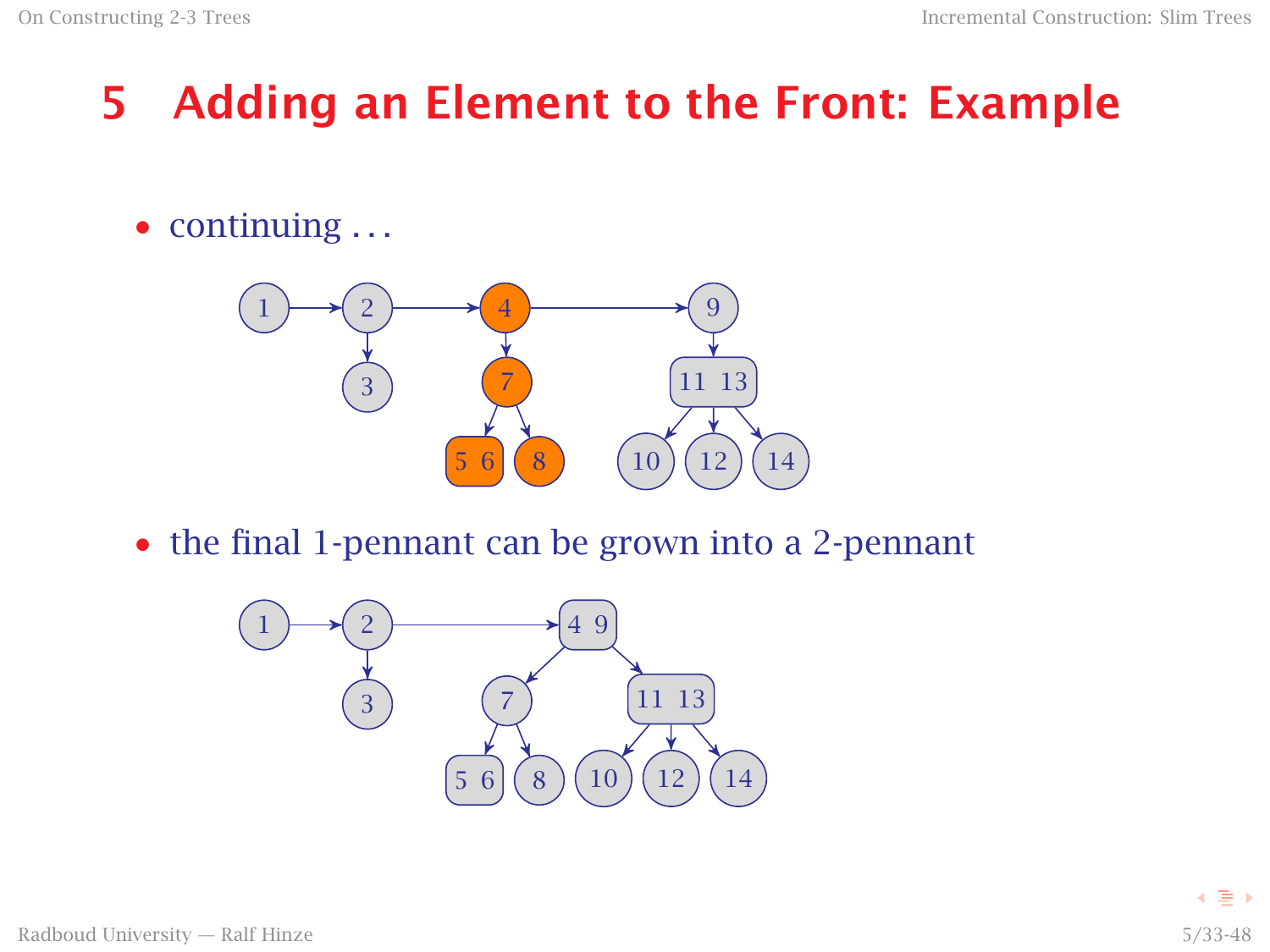# 5 Adding an Element to the Front: Example

- continuing . . .

- the final 1-pennant can be grown into a 2-pennant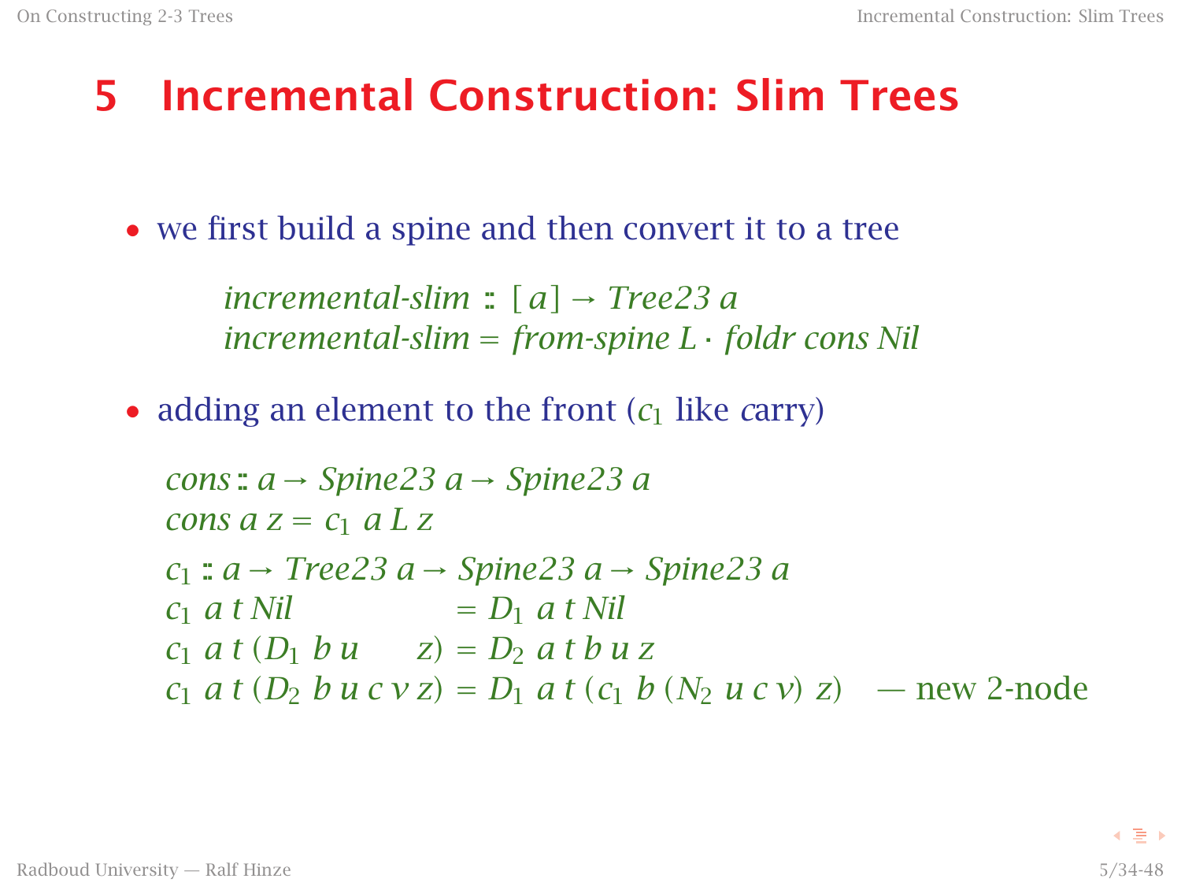# 5 Incremental Construction: Slim Trees

- we first build a spine and then convert it to a tree

```
incremental-slim :: [a] → Tree23 a
incremental-slim = from-spine L · foldr cons Nil
```

- adding an element to the front ($c_1$ like *c*arry)

```
cons :: a → Spine23 a → Spine23 a
cons a z = c₁ a L z

c₁ :: a → Tree23 a → Spine23 a → Spine23 a
c₁ a t Nil              = D₁ a t Nil
c₁ a t (D₁ b u     z)   = D₂ a t b u z
c₁ a t (D₂ b u c v z)   = D₁ a t (c₁ b (N₂ u c v) z)    — new 2-node
```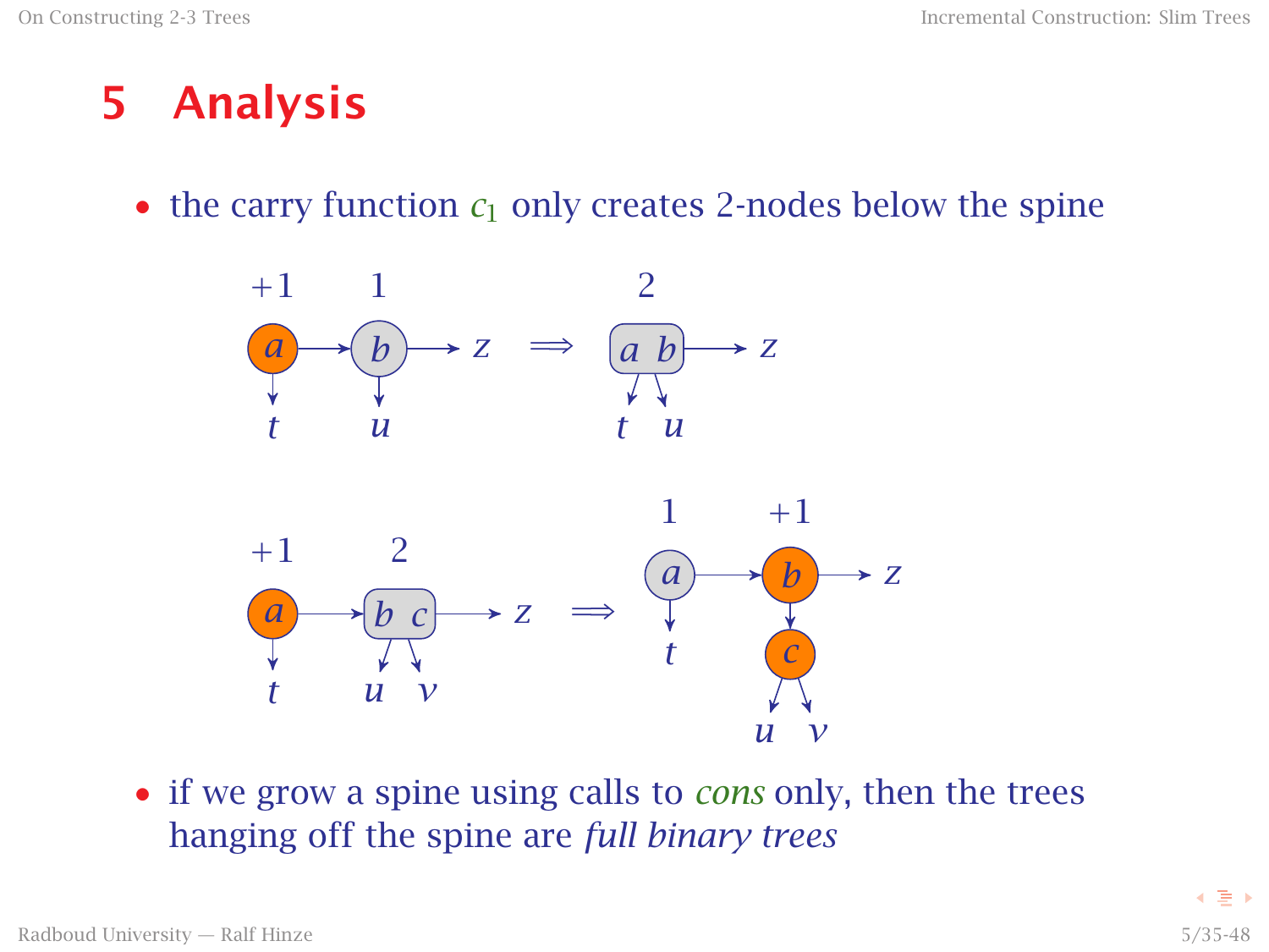# 5 Analysis

- the carry function $c_1$ only creates 2-nodes below the spine

- if we grow a spine using calls to *cons* only, then the trees hanging off the spine are *full binary trees*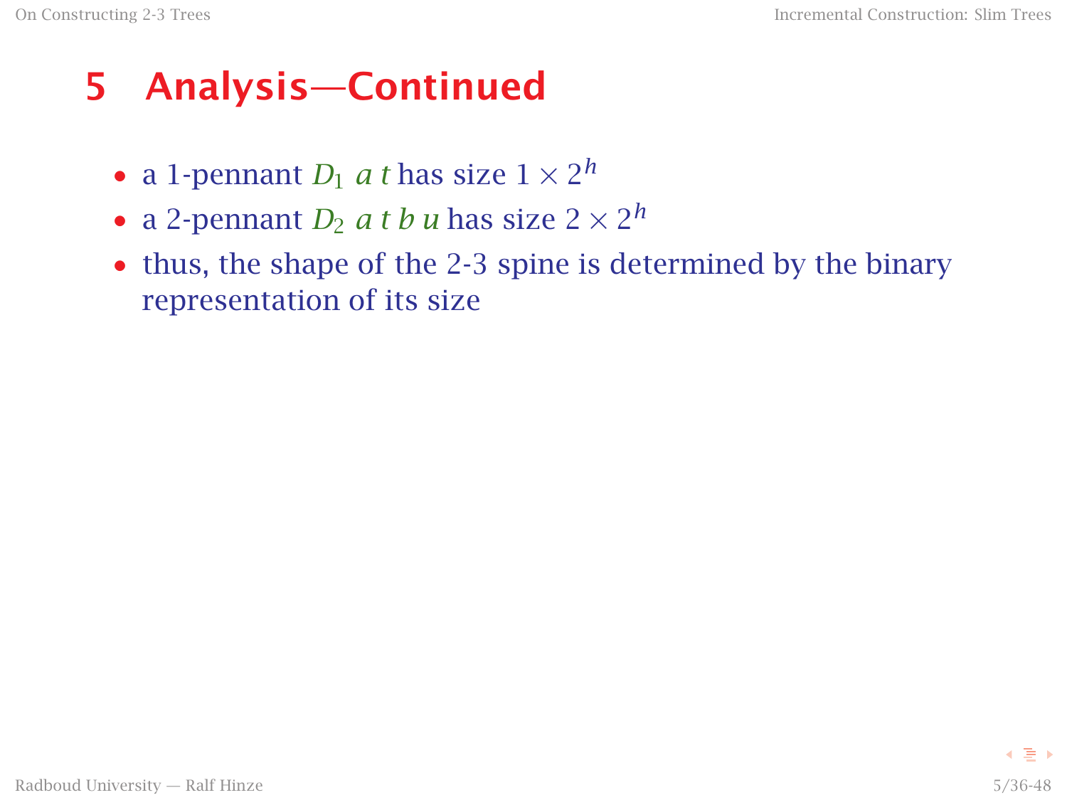# 5 Analysis—Continued

- a 1-pennant $D_1\ a\ t$ has size $1 \times 2^h$
- a 2-pennant $D_2\ a\ t\ b\ u$ has size $2 \times 2^h$
- thus, the shape of the 2-3 spine is determined by the binary representation of its size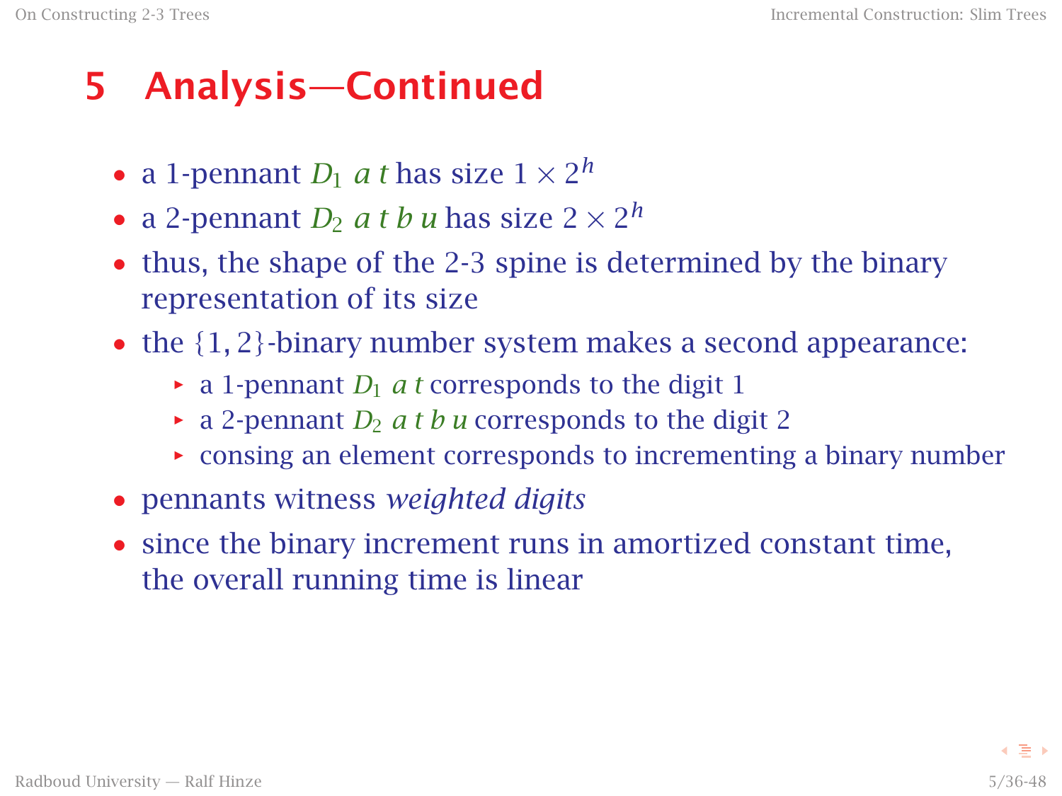# 5 Analysis—Continued

- a 1-pennant $D_1\ a\ t$ has size $1 \times 2^h$
- a 2-pennant $D_2\ a\ t\ b\ u$ has size $2 \times 2^h$
- thus, the shape of the 2-3 spine is determined by the binary representation of its size
- the $\{1, 2\}$-binary number system makes a second appearance:
  - a 1-pennant $D_1\ a\ t$ corresponds to the digit 1
  - a 2-pennant $D_2\ a\ t\ b\ u$ corresponds to the digit 2
  - consing an element corresponds to incrementing a binary number
- pennants witness *weighted digits*
- since the binary increment runs in amortized constant time, the overall running time is linear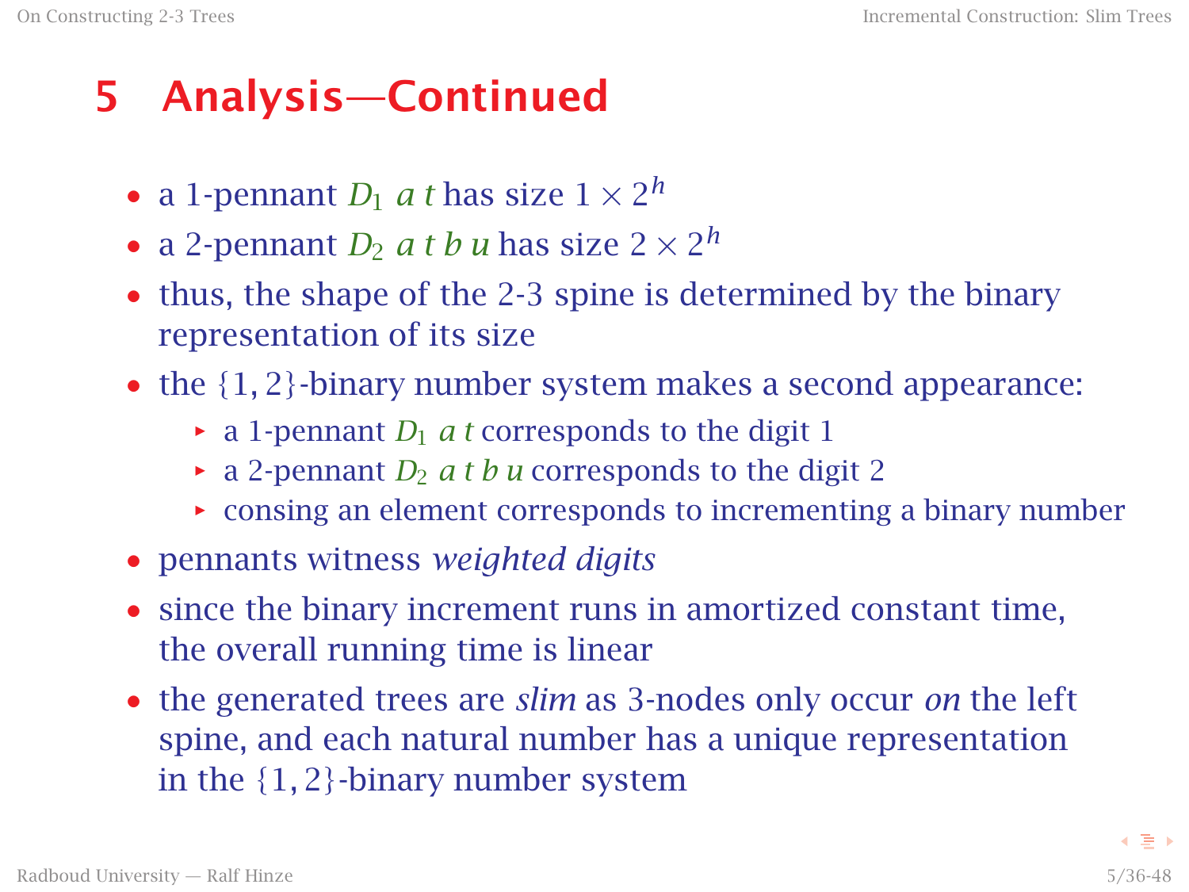# 5 Analysis—Continued

- a 1-pennant $D_1\ a\ t$ has size $1 \times 2^h$
- a 2-pennant $D_2\ a\ t\ b\ u$ has size $2 \times 2^h$
- thus, the shape of the 2-3 spine is determined by the binary representation of its size
- the $\{1, 2\}$-binary number system makes a second appearance:
  - a 1-pennant $D_1\ a\ t$ corresponds to the digit 1
  - a 2-pennant $D_2\ a\ t\ b\ u$ corresponds to the digit 2
  - consing an element corresponds to incrementing a binary number
- pennants witness *weighted digits*
- since the binary increment runs in amortized constant time, the overall running time is linear
- the generated trees are *slim* as 3-nodes only occur *on* the left spine, and each natural number has a unique representation in the $\{1, 2\}$-binary number system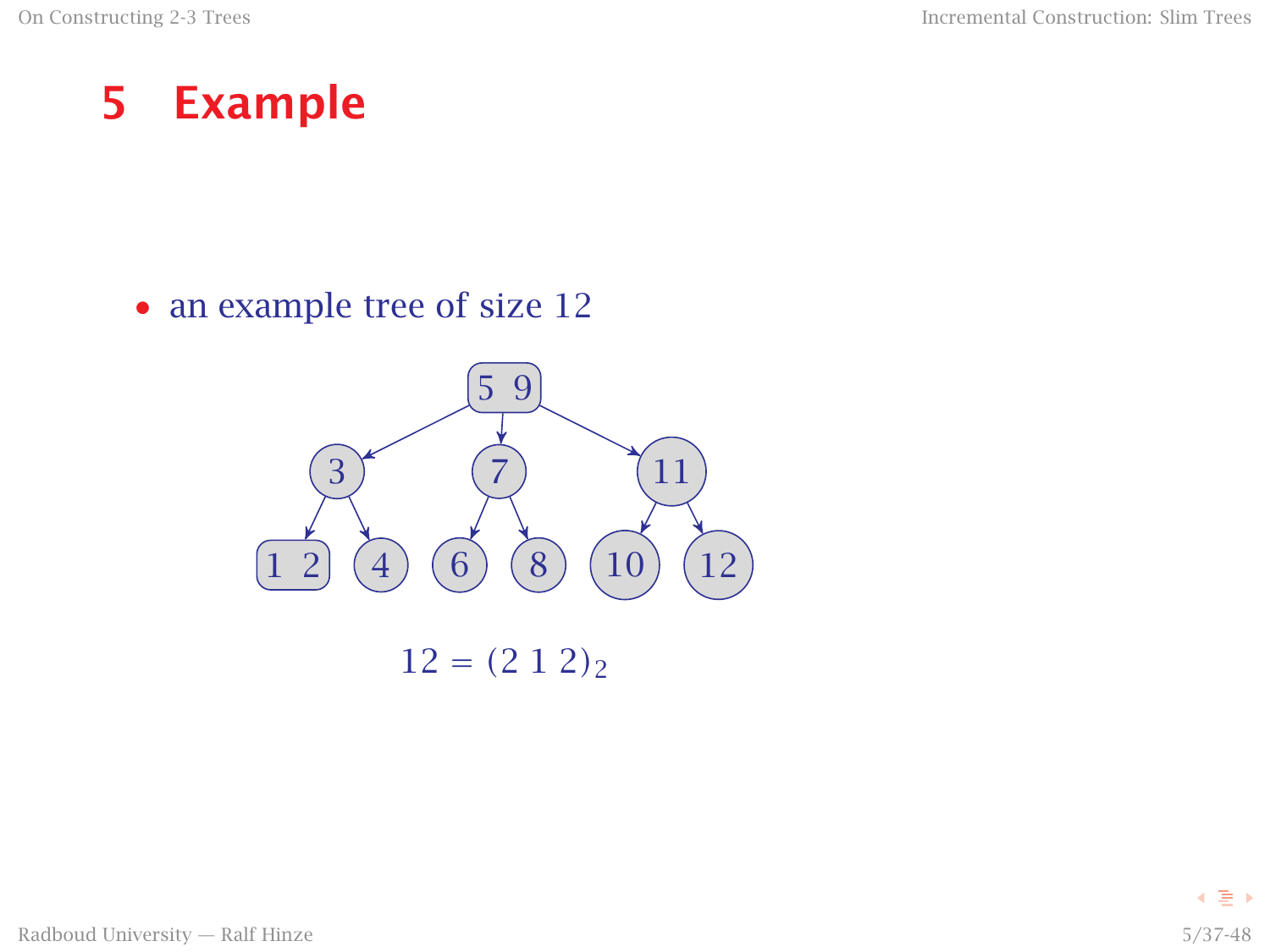# 5 Example

- an example tree of size 12

$$12 = (2\ 1\ 2)_2$$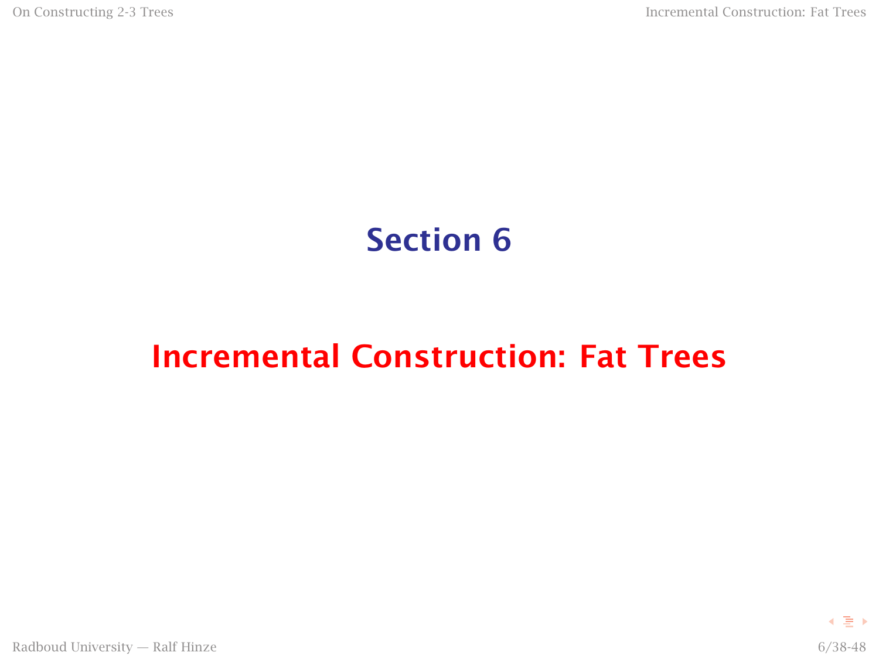# Section 6

# Incremental Construction: Fat Trees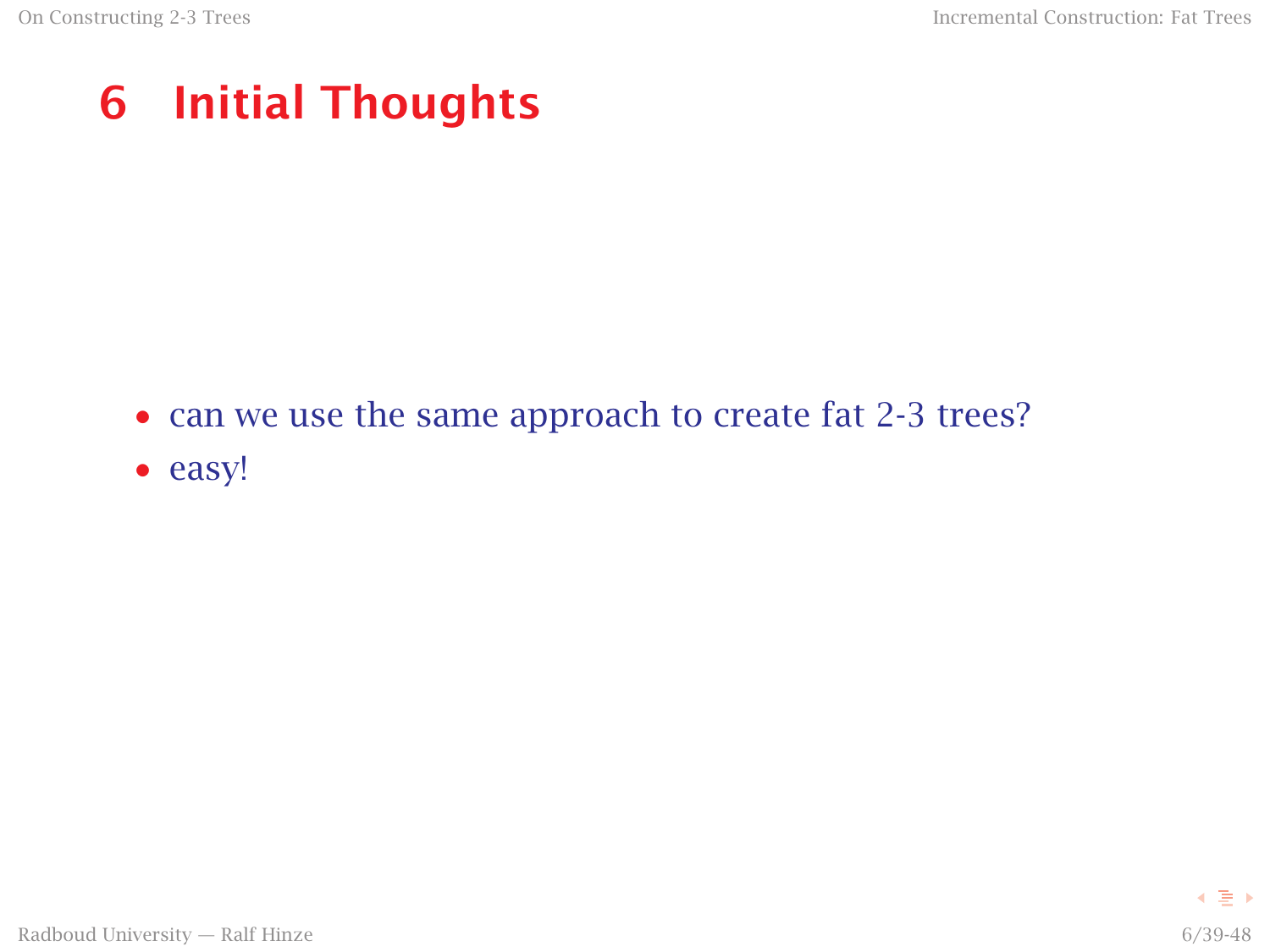# 6 Initial Thoughts

- can we use the same approach to create fat 2-3 trees?
- easy!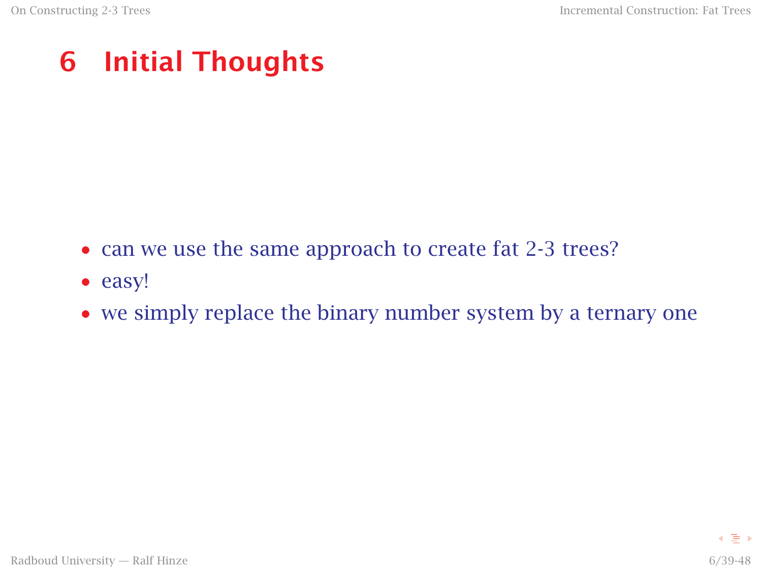# 6 Initial Thoughts

- can we use the same approach to create fat 2-3 trees?
- easy!
- we simply replace the binary number system by a ternary one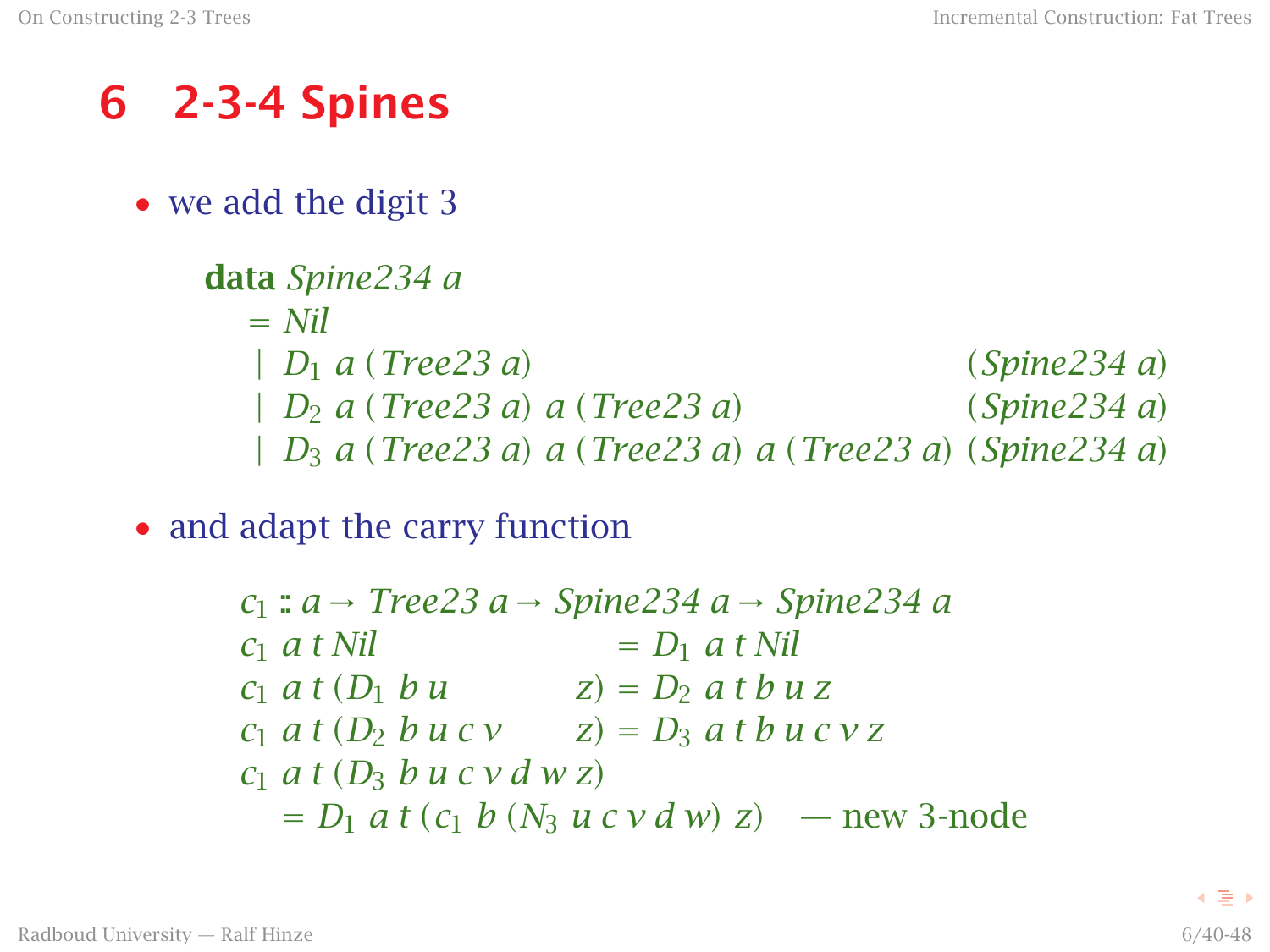# 6 2-3-4 Spines

- we add the digit 3

```
data Spine234 a
  = Nil
  | D1 a (Tree23 a)                               (Spine234 a)
  | D2 a (Tree23 a) a (Tree23 a)                  (Spine234 a)
  | D3 a (Tree23 a) a (Tree23 a) a (Tree23 a)     (Spine234 a)
```

- and adapt the carry function

```
c1 :: a → Tree23 a → Spine234 a → Spine234 a
c1 a t Nil                    = D1 a t Nil
c1 a t (D1 b u          z)    = D2 a t b u z
c1 a t (D2 b u c v      z)    = D3 a t b u c v z
c1 a t (D3 b u c v d w z)
  = D1 a t (c1 b (N3 u c v d w) z)    — new 3-node
```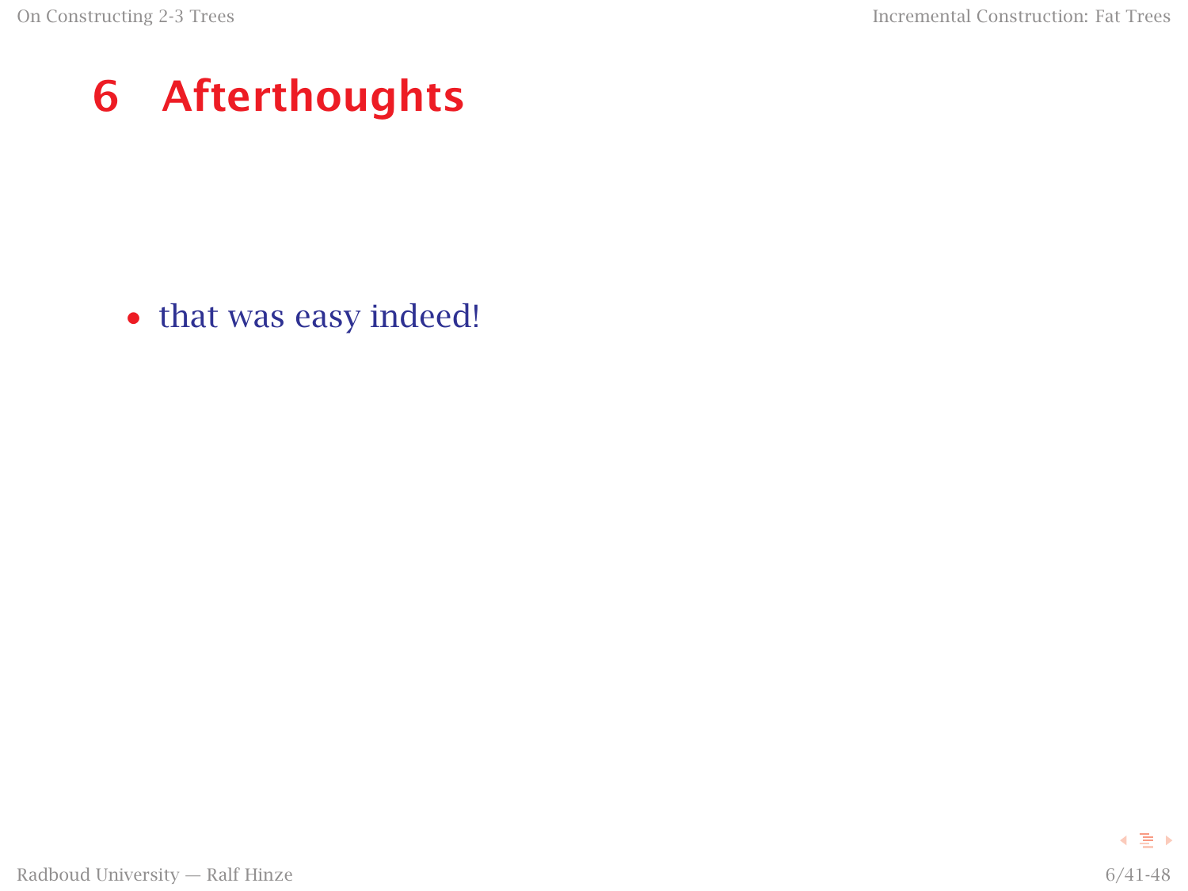# 6 Afterthoughts

- that was easy indeed!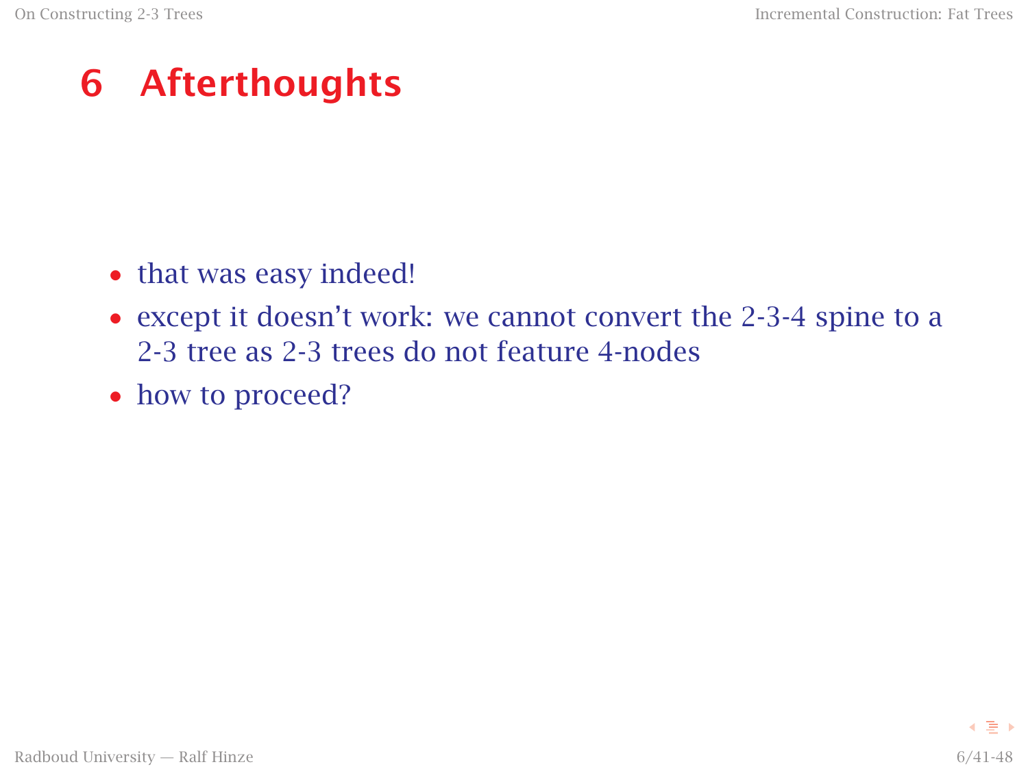# 6 Afterthoughts

- that was easy indeed!
- except it doesn't work: we cannot convert the 2-3-4 spine to a 2-3 tree as 2-3 trees do not feature 4-nodes
- how to proceed?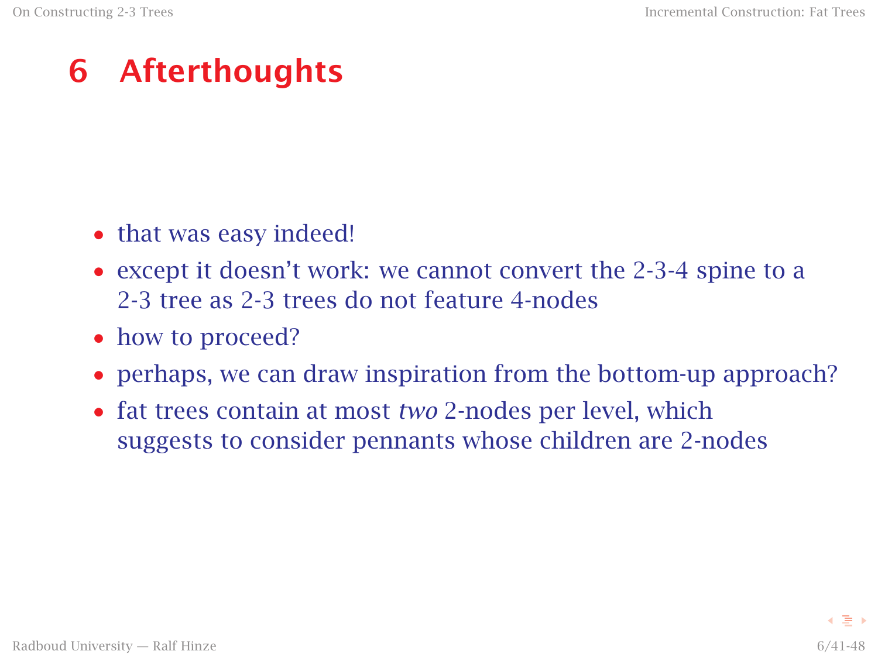# 6 Afterthoughts

- that was easy indeed!
- except it doesn't work: we cannot convert the 2-3-4 spine to a 2-3 tree as 2-3 trees do not feature 4-nodes
- how to proceed?
- perhaps, we can draw inspiration from the bottom-up approach?
- fat trees contain at most *two* 2-nodes per level, which suggests to consider pennants whose children are 2-nodes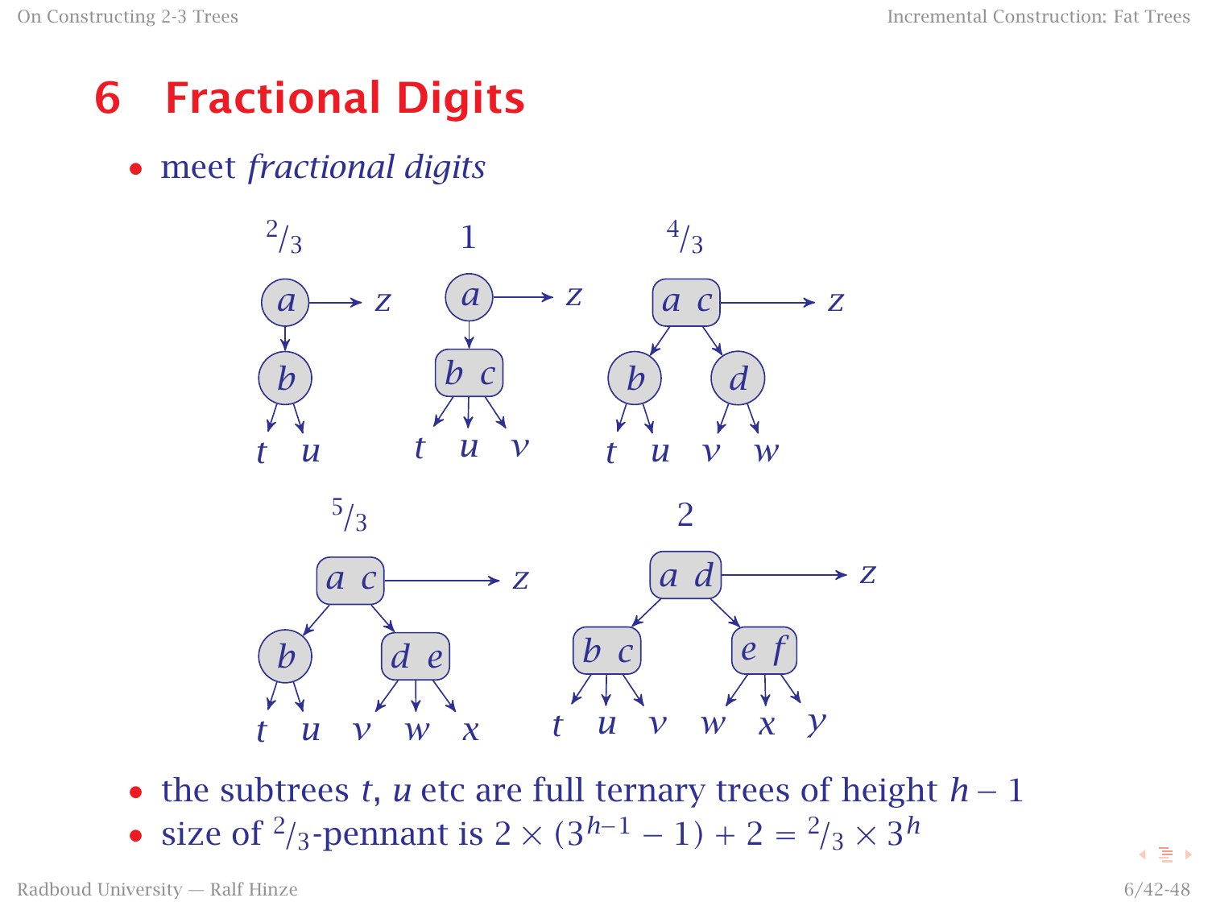# 6 Fractional Digits

- meet *fractional digits*

- the subtrees $t$, $u$ etc are full ternary trees of height $h - 1$
- size of $^2/_3$-pennant is $2 \times (3^{h-1} - 1) + 2 = {}^2/_3 \times 3^h$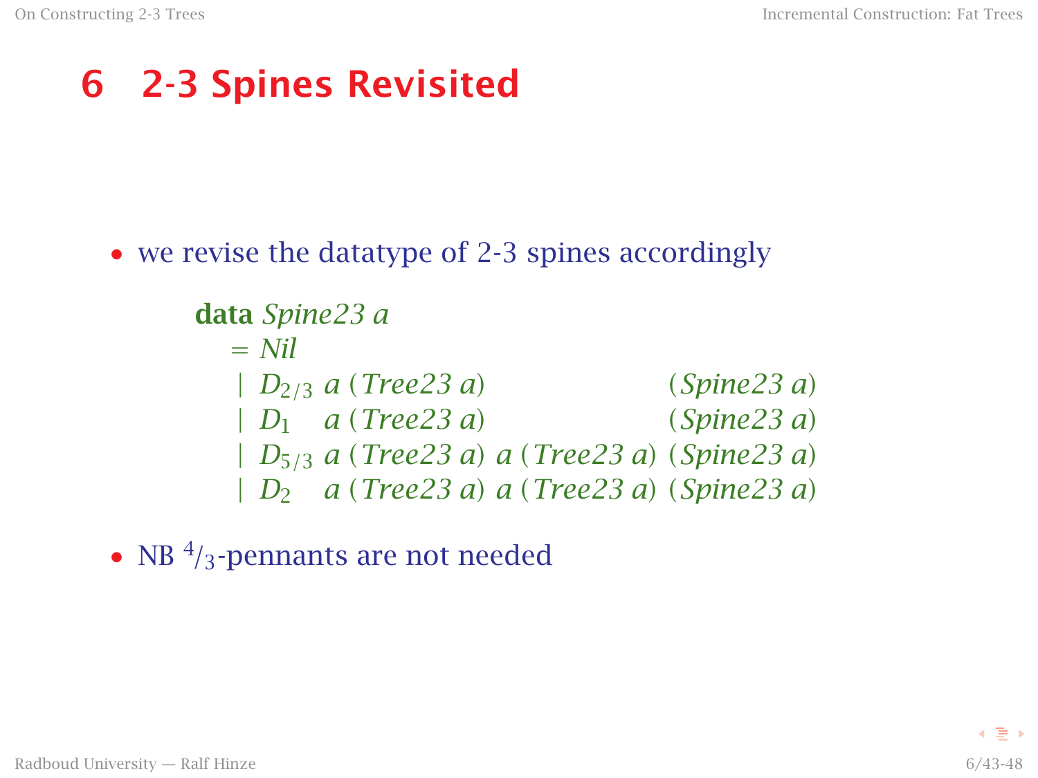# 6 2-3 Spines Revisited

- we revise the datatype of 2-3 spines accordingly

```
data Spine23 a
  = Nil
  | D_{2/3} a (Tree23 a)              (Spine23 a)
  | D_1     a (Tree23 a)              (Spine23 a)
  | D_{5/3} a (Tree23 a) a (Tree23 a) (Spine23 a)
  | D_2     a (Tree23 a) a (Tree23 a) (Spine23 a)
```

- NB $^4/_3$-pennants are not needed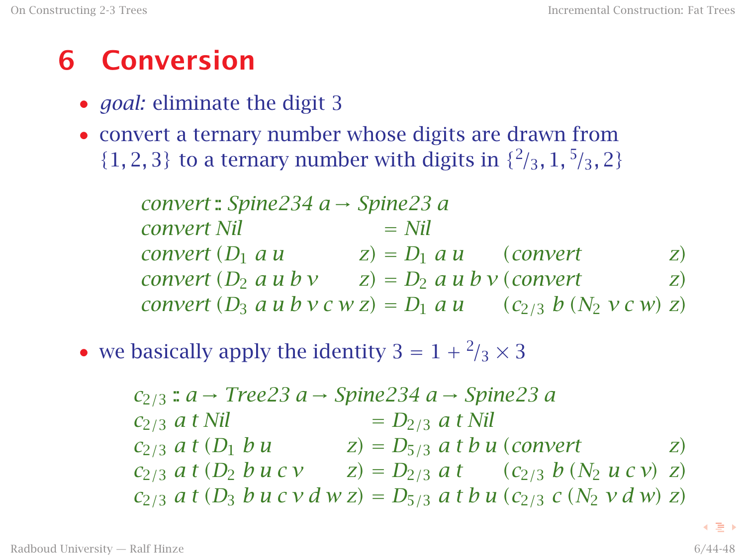# 6 Conversion

- *goal:* eliminate the digit 3
- convert a ternary number whose digits are drawn from $\{1, 2, 3\}$ to a ternary number with digits in $\{^2/_3, 1, ^5/_3, 2\}$

```
convert :: Spine234 a → Spine23 a
convert Nil                   = Nil
convert (D1 a u         z) = D1 a u     (convert            z)
convert (D2 a u b v     z) = D2 a u b v (convert            z)
convert (D3 a u b v c w z) = D1 a u     (c2/3 b (N2 v c w) z)
```

- we basically apply the identity $3 = 1 + {}^2/_3 \times 3$

```
c2/3 :: a → Tree23 a → Spine234 a → Spine23 a
c2/3 a t Nil                   = D2/3 a t Nil
c2/3 a t (D1 b u         z) = D5/3 a t b u (convert            z)
c2/3 a t (D2 b u c v     z) = D2/3 a t     (c2/3 b (N2 u c v) z)
c2/3 a t (D3 b u c v d w z) = D5/3 a t b u (c2/3 c (N2 v d w) z)
```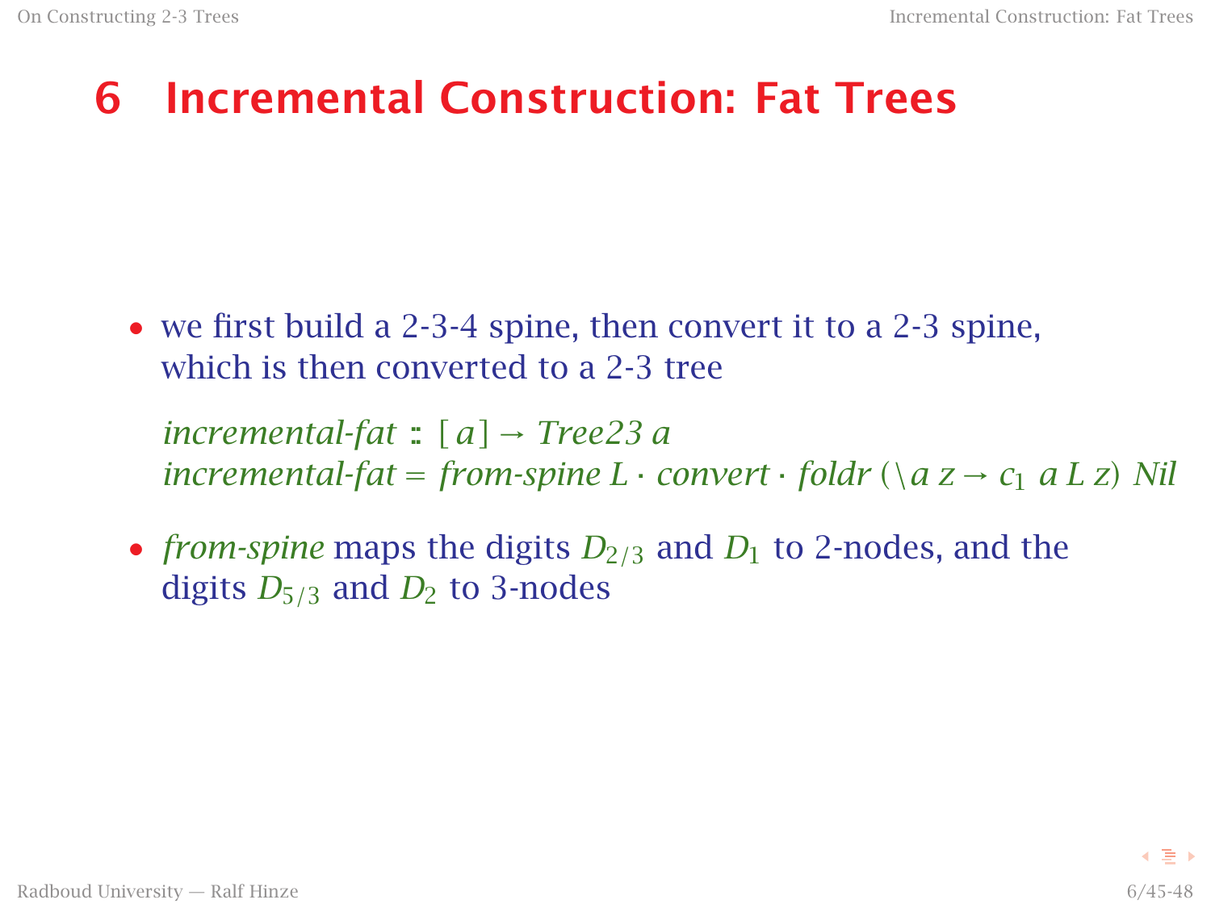# 6 Incremental Construction: Fat Trees

- we first build a 2-3-4 spine, then convert it to a 2-3 spine, which is then converted to a 2-3 tree

```
incremental-fat :: [a] → Tree23 a
incremental-fat = from-spine L · convert · foldr (\a z → c₁ a L z) Nil
```

- *from-spine* maps the digits $D_{2/3}$ and $D_1$ to 2-nodes, and the digits $D_{5/3}$ and $D_2$ to 3-nodes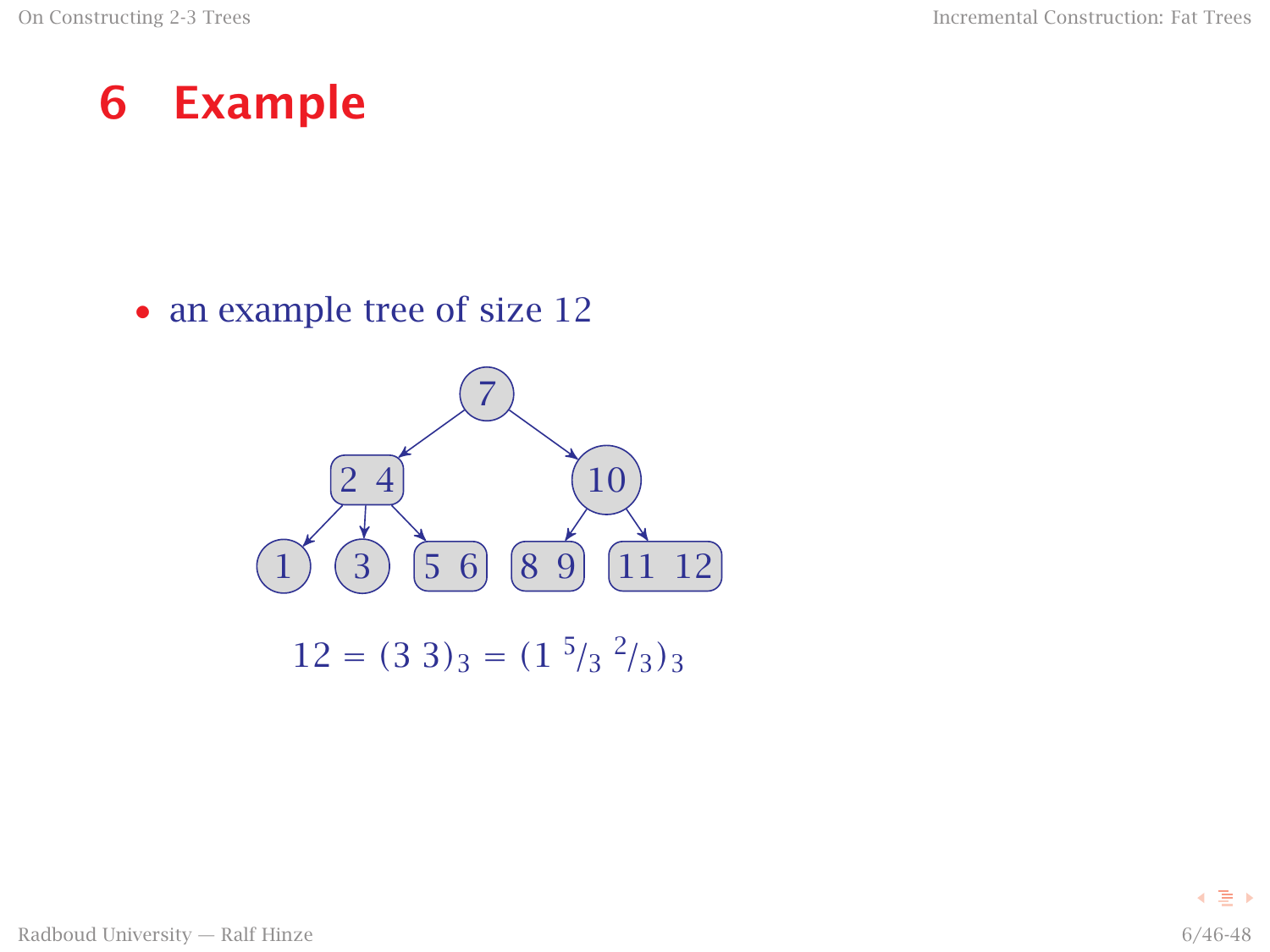# 6 Example

- an example tree of size 12

$$12 = (3\ 3)_3 = (1\ {}^{5}\!/_{3}\ {}^{2}\!/_{3})_3$$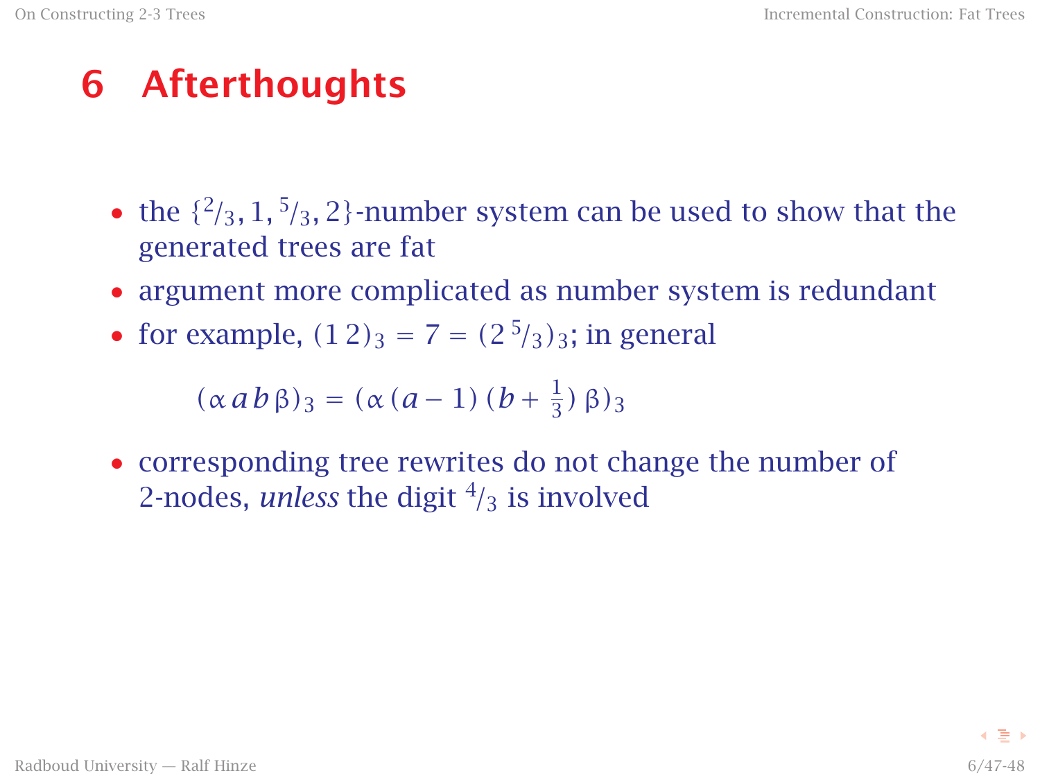# 6 Afterthoughts

- the $\{^2/_3, 1, ^5/_3, 2\}$-number system can be used to show that the generated trees are fat
- argument more complicated as number system is redundant
- for example, $(1\,2)_3 = 7 = (2\,^5/_3)_3$; in general

$$(\alpha\, a\, b\, \beta)_3 = (\alpha\, (a - 1)\, (b + \tfrac{1}{3})\, \beta)_3$$

- corresponding tree rewrites do not change the number of 2-nodes, *unless* the digit $^4/_3$ is involved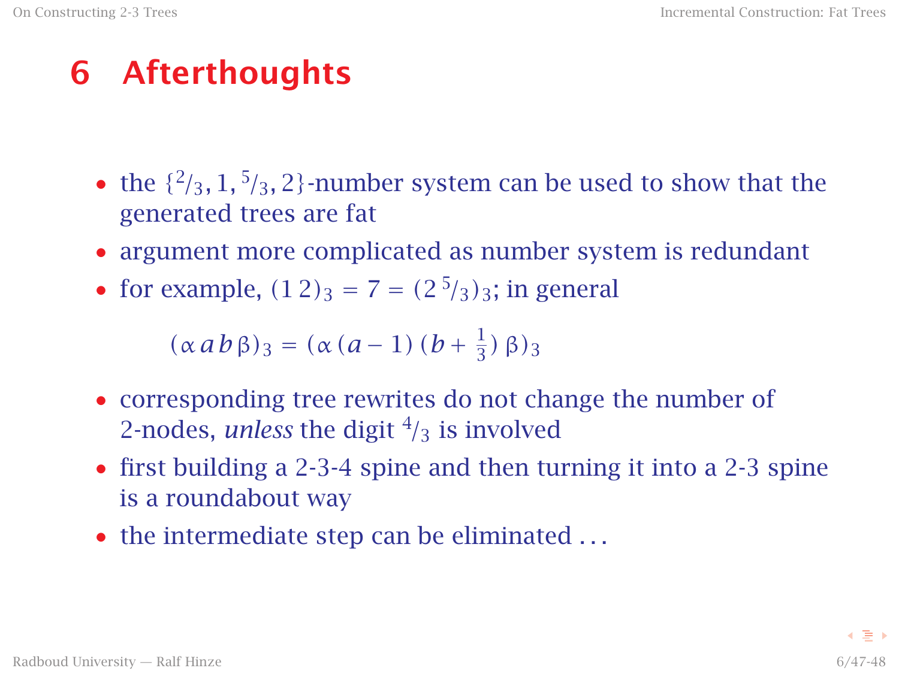# 6 Afterthoughts

- the $\{^2/_3, 1, ^5/_3, 2\}$-number system can be used to show that the generated trees are fat
- argument more complicated as number system is redundant
- for example, $(1\,2)_3 = 7 = (2\,^5/_3)_3$; in general

$$(\alpha\, a\, b\, \beta)_3 = (\alpha\,(a-1)\,(b+\tfrac{1}{3})\,\beta)_3$$

- corresponding tree rewrites do not change the number of 2-nodes, *unless* the digit $^4/_3$ is involved
- first building a 2-3-4 spine and then turning it into a 2-3 spine is a roundabout way
- the intermediate step can be eliminated ...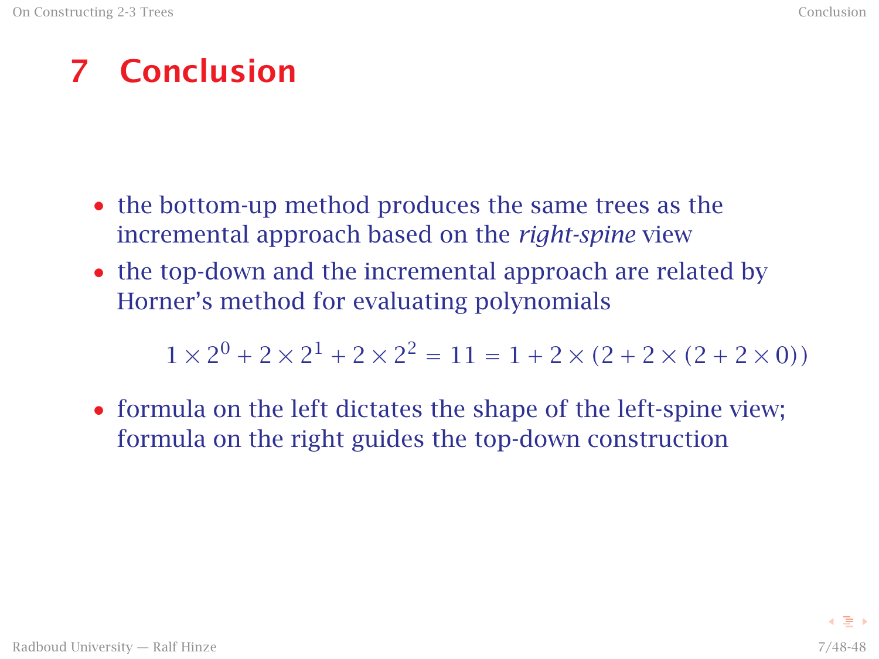# 7 Conclusion

- the bottom-up method produces the same trees as the incremental approach based on the *right-spine* view
- the top-down and the incremental approach are related by Horner's method for evaluating polynomials

$$1 \times 2^0 + 2 \times 2^1 + 2 \times 2^2 = 11 = 1 + 2 \times (2 + 2 \times (2 + 2 \times 0))$$

- formula on the left dictates the shape of the left-spine view; formula on the right guides the top-down construction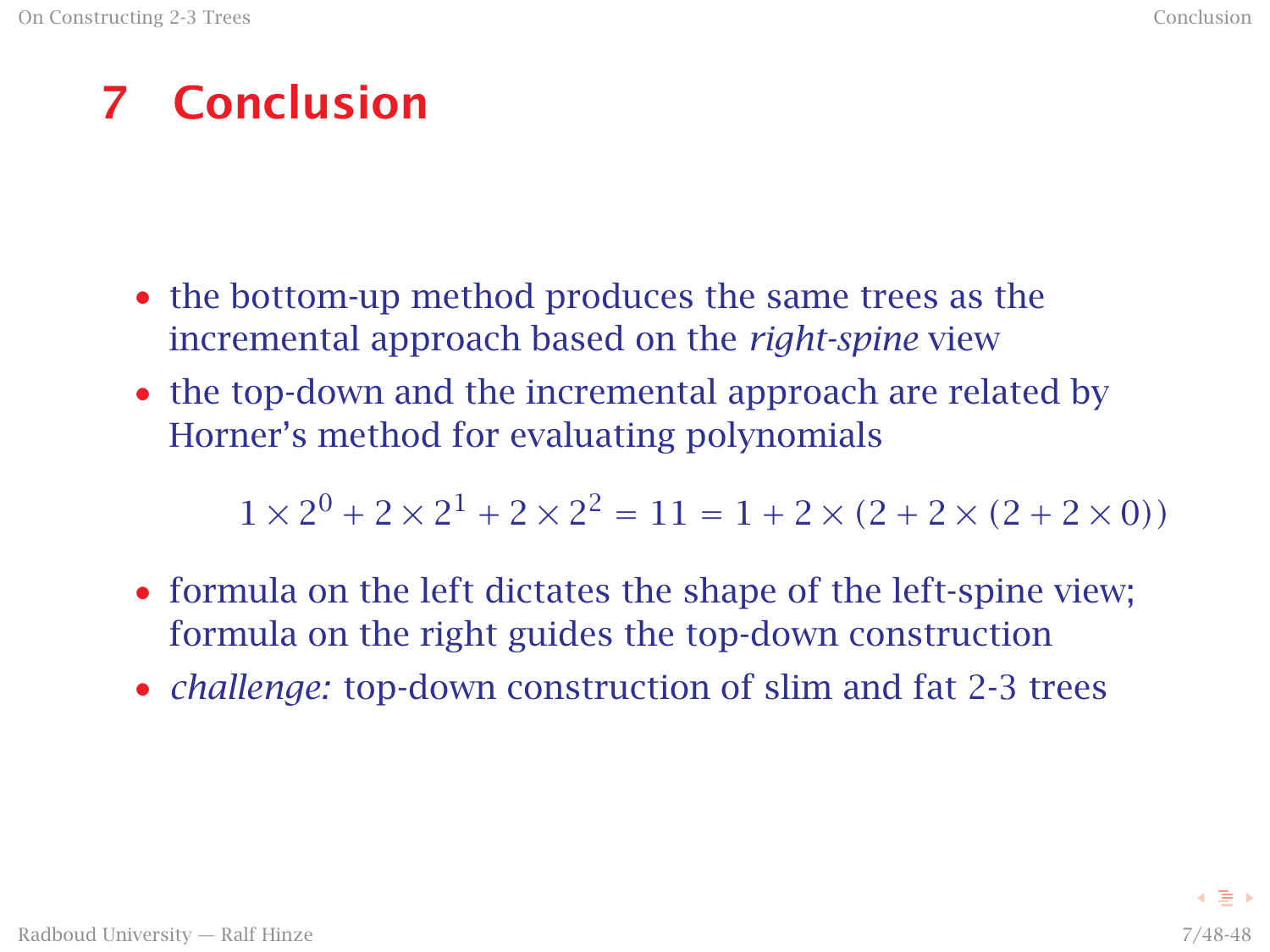# 7 Conclusion

- the bottom-up method produces the same trees as the incremental approach based on the *right-spine* view
- the top-down and the incremental approach are related by Horner's method for evaluating polynomials

$$1 \times 2^0 + 2 \times 2^1 + 2 \times 2^2 = 11 = 1 + 2 \times (2 + 2 \times (2 + 2 \times 0))$$

- formula on the left dictates the shape of the left-spine view; formula on the right guides the top-down construction
- *challenge:* top-down construction of slim and fat 2-3 trees